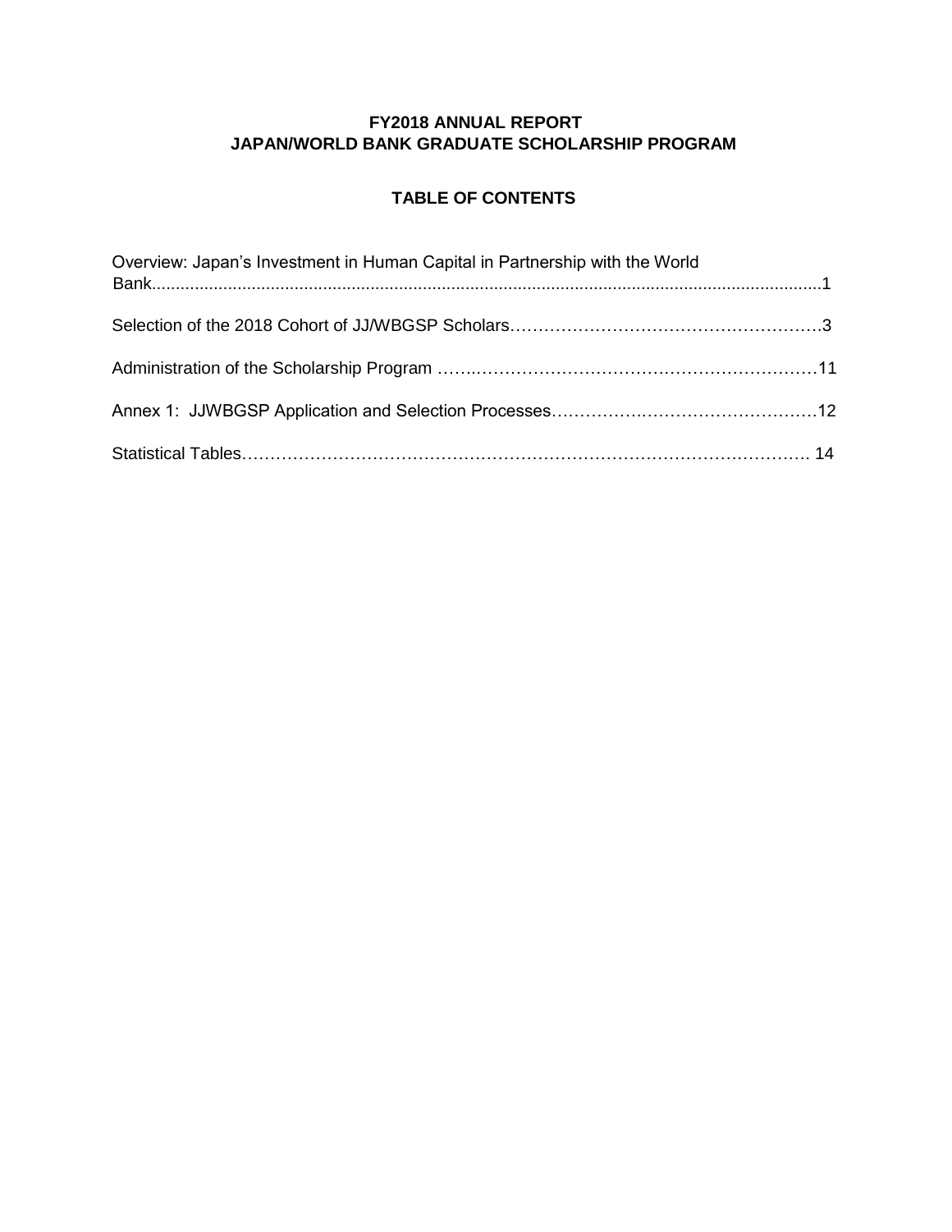**FY2018 ANNUAL REPORT**
**JAPAN/WORLD BANK GRADUATE SCHOLARSHIP PROGRAM**

**TABLE OF CONTENTS**

Overview: Japan's Investment in Human Capital in Partnership with the World Bank......................................................................................................................................1

Selection of the 2018 Cohort of JJ/WBGSP Scholars……………………………………………….3

Administration of the Scholarship Program ……..……………………………………………………11

Annex 1: JJWBGSP Application and Selection Processes………………….…………………….12

Statistical Tables……………………………………………………………………………………. 14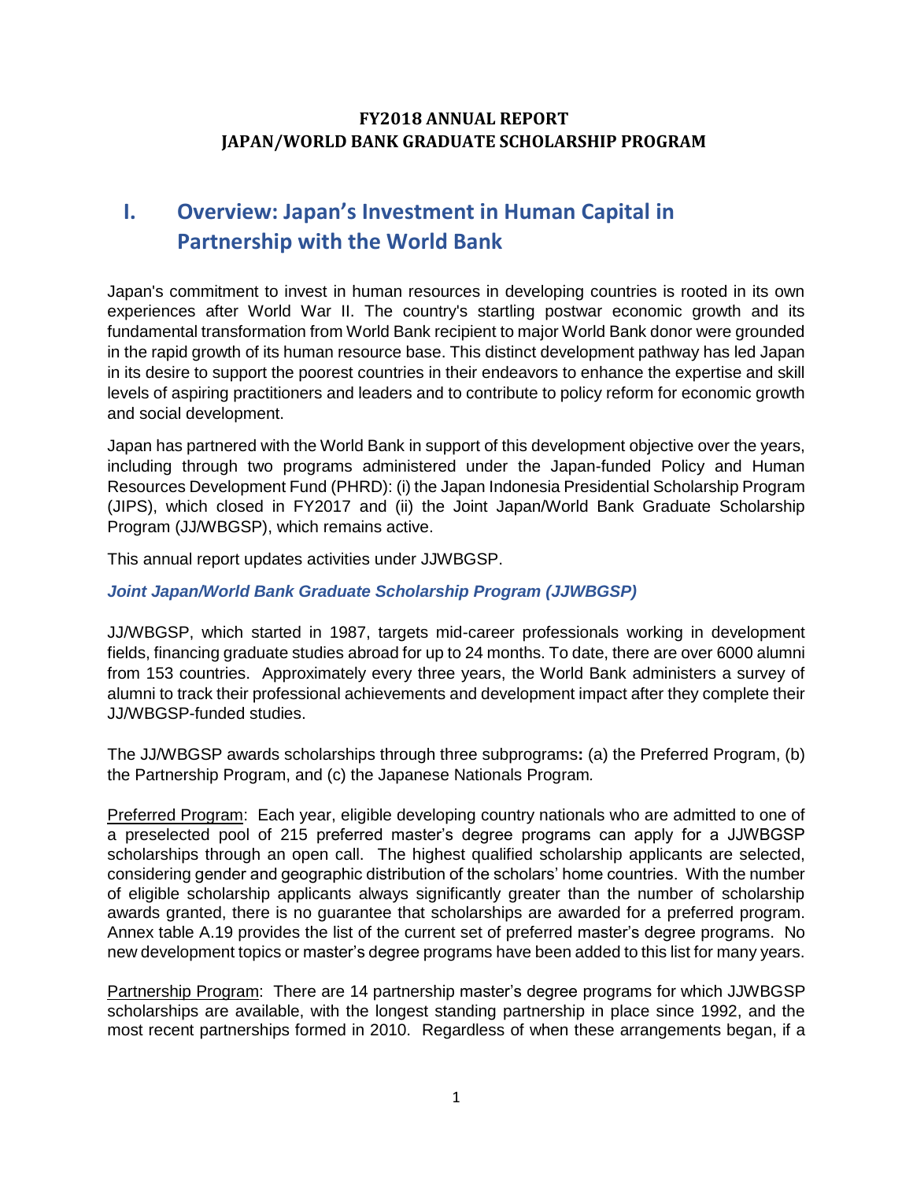**FY2018 ANNUAL REPORT**
**JAPAN/WORLD BANK GRADUATE SCHOLARSHIP PROGRAM**

# I. Overview: Japan's Investment in Human Capital in Partnership with the World Bank

Japan's commitment to invest in human resources in developing countries is rooted in its own experiences after World War II. The country's startling postwar economic growth and its fundamental transformation from World Bank recipient to major World Bank donor were grounded in the rapid growth of its human resource base. This distinct development pathway has led Japan in its desire to support the poorest countries in their endeavors to enhance the expertise and skill levels of aspiring practitioners and leaders and to contribute to policy reform for economic growth and social development.

Japan has partnered with the World Bank in support of this development objective over the years, including through two programs administered under the Japan-funded Policy and Human Resources Development Fund (PHRD): (i) the Japan Indonesia Presidential Scholarship Program (JIPS), which closed in FY2017 and (ii) the Joint Japan/World Bank Graduate Scholarship Program (JJ/WBGSP), which remains active.

This annual report updates activities under JJWBGSP.

### *Joint Japan/World Bank Graduate Scholarship Program (JJWBGSP)*

JJ/WBGSP, which started in 1987, targets mid-career professionals working in development fields, financing graduate studies abroad for up to 24 months. To date, there are over 6000 alumni from 153 countries. Approximately every three years, the World Bank administers a survey of alumni to track their professional achievements and development impact after they complete their JJ/WBGSP-funded studies.

The JJ/WBGSP awards scholarships through three subprograms**:** (a) the Preferred Program, (b) the Partnership Program, and (c) the Japanese Nationals Program*.*

Preferred Program: Each year, eligible developing country nationals who are admitted to one of a preselected pool of 215 preferred master's degree programs can apply for a JJWBGSP scholarships through an open call. The highest qualified scholarship applicants are selected, considering gender and geographic distribution of the scholars' home countries. With the number of eligible scholarship applicants always significantly greater than the number of scholarship awards granted, there is no guarantee that scholarships are awarded for a preferred program. Annex table A.19 provides the list of the current set of preferred master's degree programs. No new development topics or master's degree programs have been added to this list for many years.

Partnership Program: There are 14 partnership master's degree programs for which JJWBGSP scholarships are available, with the longest standing partnership in place since 1992, and the most recent partnerships formed in 2010. Regardless of when these arrangements began, if a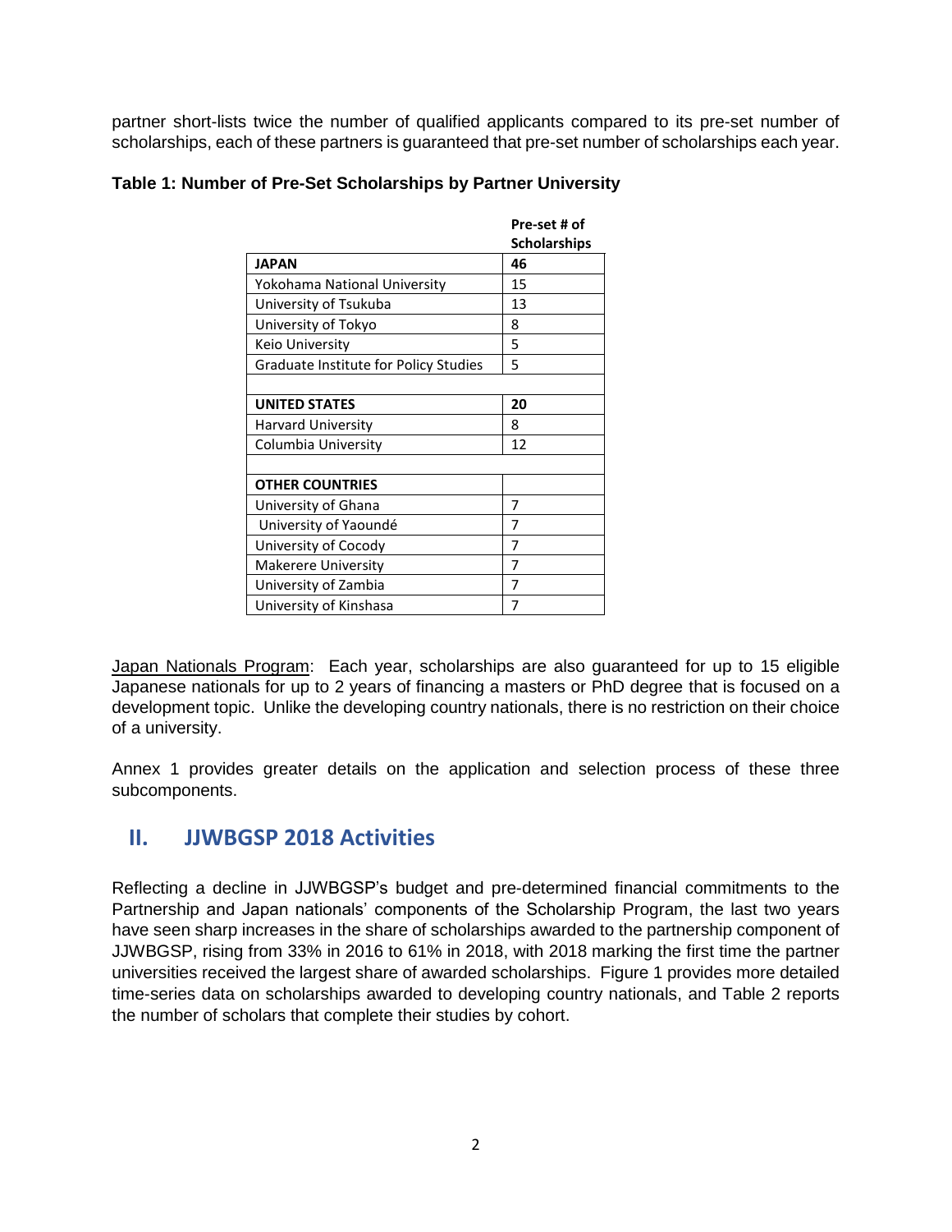partner short-lists twice the number of qualified applicants compared to its pre-set number of scholarships, each of these partners is guaranteed that pre-set number of scholarships each year.

**Table 1: Number of Pre-Set Scholarships by Partner University**

| | Pre-set # of Scholarships |
|---|---|
| **JAPAN** | **46** |
| Yokohama National University | 15 |
| University of Tsukuba | 13 |
| University of Tokyo | 8 |
| Keio University | 5 |
| Graduate Institute for Policy Studies | 5 |
| | |
| **UNITED STATES** | **20** |
| Harvard University | 8 |
| Columbia University | 12 |
| | |
| **OTHER COUNTRIES** | |
| University of Ghana | 7 |
| University of Yaoundé | 7 |
| University of Cocody | 7 |
| Makerere University | 7 |
| University of Zambia | 7 |
| University of Kinshasa | 7 |

Japan Nationals Program: Each year, scholarships are also guaranteed for up to 15 eligible Japanese nationals for up to 2 years of financing a masters or PhD degree that is focused on a development topic. Unlike the developing country nationals, there is no restriction on their choice of a university.

Annex 1 provides greater details on the application and selection process of these three subcomponents.

## II. JJWBGSP 2018 Activities

Reflecting a decline in JJWBGSP's budget and pre-determined financial commitments to the Partnership and Japan nationals' components of the Scholarship Program, the last two years have seen sharp increases in the share of scholarships awarded to the partnership component of JJWBGSP, rising from 33% in 2016 to 61% in 2018, with 2018 marking the first time the partner universities received the largest share of awarded scholarships. Figure 1 provides more detailed time-series data on scholarships awarded to developing country nationals, and Table 2 reports the number of scholars that complete their studies by cohort.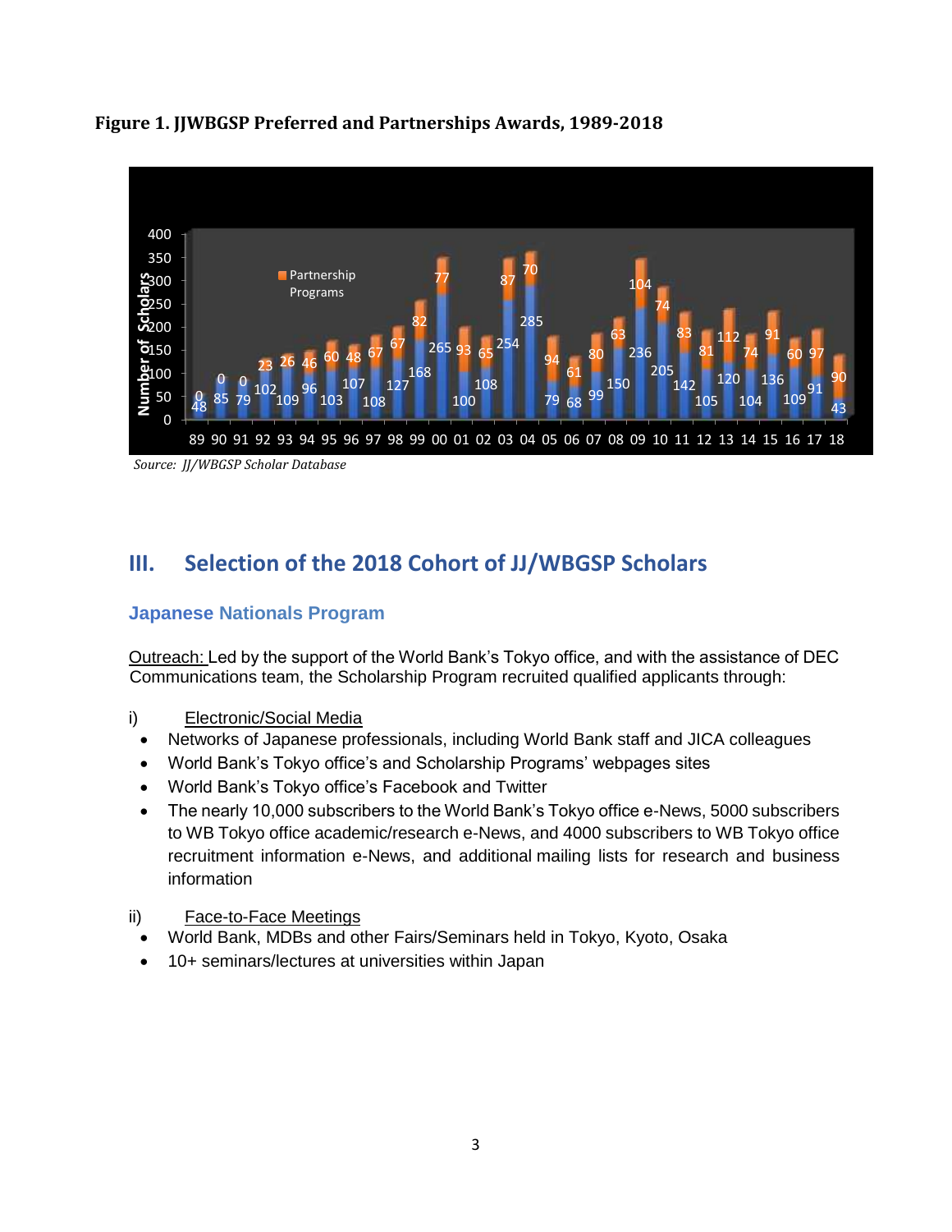**Figure 1. JJWBGSP Preferred and Partnerships Awards, 1989-2018**

| Year | Preferred | Partnership Programs |
|---|---|---|
| 89 | 48 | 0 |
| 90 | 85 | 0 |
| 91 | 79 | 0 |
| 92 | 102 | 23 |
| 93 | 109 | 26 |
| 94 | 96 | 46 |
| 95 | 103 | 60 |
| 96 | 107 | 48 |
| 97 | 108 | 67 |
| 98 | 127 | 67 |
| 99 | 168 | 82 |
| 00 | 265 | 77 |
| 01 | 100 | 93 |
| 02 | 108 | 65 |
| 03 | 254 | 87 |
| 04 | 285 | 70 |
| 05 | 79 | 94 |
| 06 | 68 | 61 |
| 07 | 99 | 80 |
| 08 | 150 | 63 |
| 09 | 236 | 104 |
| 10 | 205 | 74 |
| 11 | 142 | 83 |
| 12 | 105 | 81 |
| 13 | 120 | 112 |
| 14 | 104 | 74 |
| 15 | 136 | 91 |
| 16 | 109 | 60 |
| 17 | 91 | 97 |
| 18 | 43 | 90 |

*Source: JJ/WBGSP Scholar Database*

# III. Selection of the 2018 Cohort of JJ/WBGSP Scholars

## Japanese Nationals Program

Outreach: Led by the support of the World Bank's Tokyo office, and with the assistance of DEC Communications team, the Scholarship Program recruited qualified applicants through:

i) Electronic/Social Media

- Networks of Japanese professionals, including World Bank staff and JICA colleagues
- World Bank's Tokyo office's and Scholarship Programs' webpages sites
- World Bank's Tokyo office's Facebook and Twitter
- The nearly 10,000 subscribers to the World Bank's Tokyo office e-News, 5000 subscribers to WB Tokyo office academic/research e-News, and 4000 subscribers to WB Tokyo office recruitment information e-News, and additional mailing lists for research and business information

ii) Face-to-Face Meetings

- World Bank, MDBs and other Fairs/Seminars held in Tokyo, Kyoto, Osaka
- 10+ seminars/lectures at universities within Japan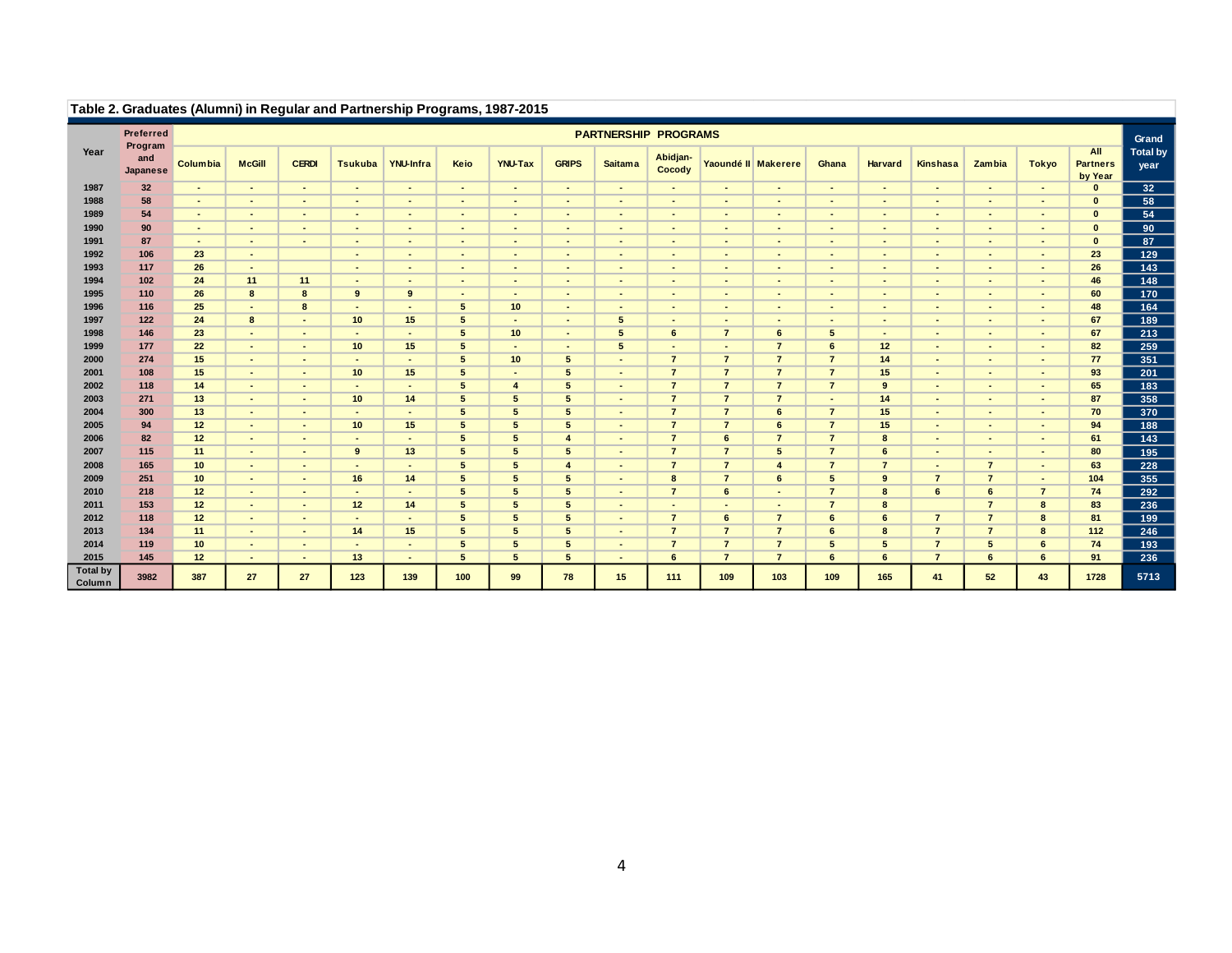**Table 2. Graduates (Alumni) in Regular and Partnership Programs, 1987-2015**

| Year | Preferred Program and Japanese | PARTNERSHIP PROGRAMS | | | | | | | | | | | | | | | | | | Grand Total by year |
|---|---|---|---|---|---|---|---|---|---|---|---|---|---|---|---|---|---|---|---|---|
| | | Columbia | McGill | CERDI | Tsukuba | YNU-Infra | Keio | YNU-Tax | GRIPS | Saitama | Abidjan-Cocody | Yaoundé II | Makerere | Ghana | Harvard | Kinshasa | Zambia | Tokyo | All Partners by Year | |
| 1987 | 32 | - | - | - | - | - | - | - | - | - | - | - | - | - | - | - | - | - | 0 | 32 |
| 1988 | 58 | - | - | - | - | - | - | - | - | - | - | - | - | - | - | - | - | - | 0 | 58 |
| 1989 | 54 | - | - | - | - | - | - | - | - | - | - | - | - | - | - | - | - | - | 0 | 54 |
| 1990 | 90 | - | - | - | - | - | - | - | - | - | - | - | - | - | - | - | - | - | 0 | 90 |
| 1991 | 87 | - | - | - | - | - | - | - | - | - | - | - | - | - | - | - | - | - | 0 | 87 |
| 1992 | 106 | 23 | - | | - | - | - | - | - | - | - | - | - | - | - | - | - | - | 23 | 129 |
| 1993 | 117 | 26 | - | | - | - | - | - | - | - | - | - | - | - | - | - | - | - | 26 | 143 |
| 1994 | 102 | 24 | 11 | 11 | - | - | - | - | - | - | - | - | - | - | - | - | - | - | 46 | 148 |
| 1995 | 110 | 26 | 8 | 8 | 9 | 9 | - | - | - | - | - | - | - | - | - | - | - | - | 60 | 170 |
| 1996 | 116 | 25 | - | 8 | - | - | 5 | 10 | - | - | - | - | - | - | - | - | - | - | 48 | 164 |
| 1997 | 122 | 24 | 8 | - | 10 | 15 | 5 | - | - | 5 | - | - | - | - | - | - | - | - | 67 | 189 |
| 1998 | 146 | 23 | - | - | - | - | 5 | 10 | - | 5 | 6 | 7 | 6 | 5 | - | - | - | - | 67 | 213 |
| 1999 | 177 | 22 | - | - | 10 | 15 | 5 | - | - | 5 | - | - | 7 | 6 | 12 | - | - | - | 82 | 259 |
| 2000 | 274 | 15 | - | - | - | - | 5 | 10 | 5 | - | 7 | 7 | 7 | 7 | 14 | - | - | - | 77 | 351 |
| 2001 | 108 | 15 | - | - | 10 | 15 | 5 | - | 5 | - | 7 | 7 | 7 | 7 | 15 | - | - | - | 93 | 201 |
| 2002 | 118 | 14 | - | - | - | - | 5 | 4 | 5 | - | 7 | 7 | 7 | 7 | 9 | - | - | - | 65 | 183 |
| 2003 | 271 | 13 | - | - | 10 | 14 | 5 | 5 | 5 | - | 7 | 7 | 7 | - | 14 | - | - | - | 87 | 358 |
| 2004 | 300 | 13 | - | - | - | - | 5 | 5 | 5 | - | 7 | 7 | 6 | 7 | 15 | - | - | - | 70 | 370 |
| 2005 | 94 | 12 | - | - | 10 | 15 | 5 | 5 | 5 | - | 7 | 7 | 6 | 7 | 15 | - | - | - | 94 | 188 |
| 2006 | 82 | 12 | - | - | - | - | 5 | 5 | 4 | - | 7 | 6 | 7 | 7 | 8 | - | - | - | 61 | 143 |
| 2007 | 115 | 11 | - | - | 9 | 13 | 5 | 5 | 5 | - | 7 | 7 | 5 | 7 | 6 | - | - | - | 80 | 195 |
| 2008 | 165 | 10 | - | - | - | - | 5 | 5 | 4 | - | 7 | 7 | 4 | 7 | 7 | - | 7 | - | 63 | 228 |
| 2009 | 251 | 10 | - | - | 16 | 14 | 5 | 5 | 5 | - | 8 | 7 | 6 | 5 | 9 | 7 | 7 | - | 104 | 355 |
| 2010 | 218 | 12 | - | - | - | - | 5 | 5 | 5 | - | 7 | 6 | - | 7 | 8 | 6 | 6 | 7 | 74 | 292 |
| 2011 | 153 | 12 | - | - | 12 | 14 | 5 | 5 | 5 | - | - | - | - | 7 | 8 | | 7 | 8 | 83 | 236 |
| 2012 | 118 | 12 | - | - | - | - | 5 | 5 | 5 | - | 7 | 6 | 7 | 6 | 6 | 7 | 7 | 8 | 81 | 199 |
| 2013 | 134 | 11 | - | - | 14 | 15 | 5 | 5 | 5 | - | 7 | 7 | 7 | 6 | 8 | 7 | 7 | 8 | 112 | 246 |
| 2014 | 119 | 10 | - | - | - | - | 5 | 5 | 5 | - | 7 | 7 | 7 | 5 | 5 | 7 | 5 | 6 | 74 | 193 |
| 2015 | 145 | 12 | - | - | 13 | - | 5 | 5 | 5 | - | 6 | 7 | 7 | 6 | 6 | 7 | 6 | 6 | 91 | 236 |
| Total by Column | 3982 | 387 | 27 | 27 | 123 | 139 | 100 | 99 | 78 | 15 | 111 | 109 | 103 | 109 | 165 | 41 | 52 | 43 | 1728 | 5713 |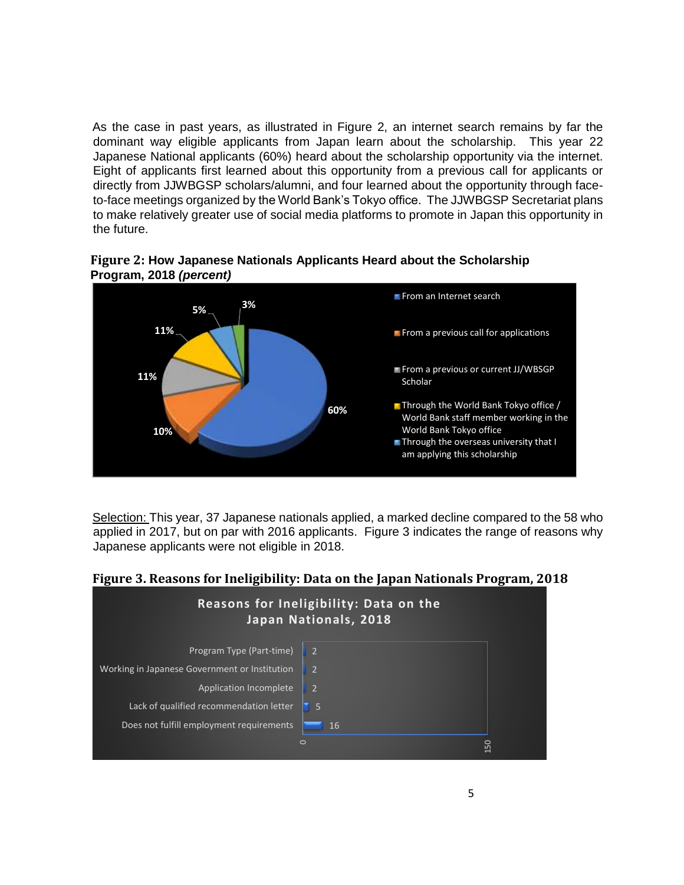As the case in past years, as illustrated in Figure 2, an internet search remains by far the dominant way eligible applicants from Japan learn about the scholarship. This year 22 Japanese National applicants (60%) heard about the scholarship opportunity via the internet. Eight of applicants first learned about this opportunity from a previous call for applicants or directly from JJWBGSP scholars/alumni, and four learned about the opportunity through face-to-face meetings organized by the World Bank's Tokyo office. The JJWBGSP Secretariat plans to make relatively greater use of social media platforms to promote in Japan this opportunity in the future.

**Figure 2: How Japanese Nationals Applicants Heard about the Scholarship Program, 2018 *(percent)***

| Source | Percent |
|---|---|
| From an Internet search | 60% |
| From a previous call for applications | 10% |
| From a previous or current JJ/WBGSP Scholar | 11% |
| Through the World Bank Tokyo office / World Bank staff member working in the World Bank Tokyo office | 11% |
| Through the overseas university that I am applying this scholarship | 5% |
| (unlabeled) | 3% |

<u>Selection:</u> This year, 37 Japanese nationals applied, a marked decline compared to the 58 who applied in 2017, but on par with 2016 applicants. Figure 3 indicates the range of reasons why Japanese applicants were not eligible in 2018.

**Figure 3. Reasons for Ineligibility: Data on the Japan Nationals Program, 2018**

Reasons for Ineligibility: Data on the Japan Nationals, 2018

| Reason | Number |
|---|---|
| Program Type (Part-time) | 2 |
| Working in Japanese Government or Institution | 2 |
| Application Incomplete | 2 |
| Lack of qualified recommendation letter | 5 |
| Does not fulfill employment requirements | 16 |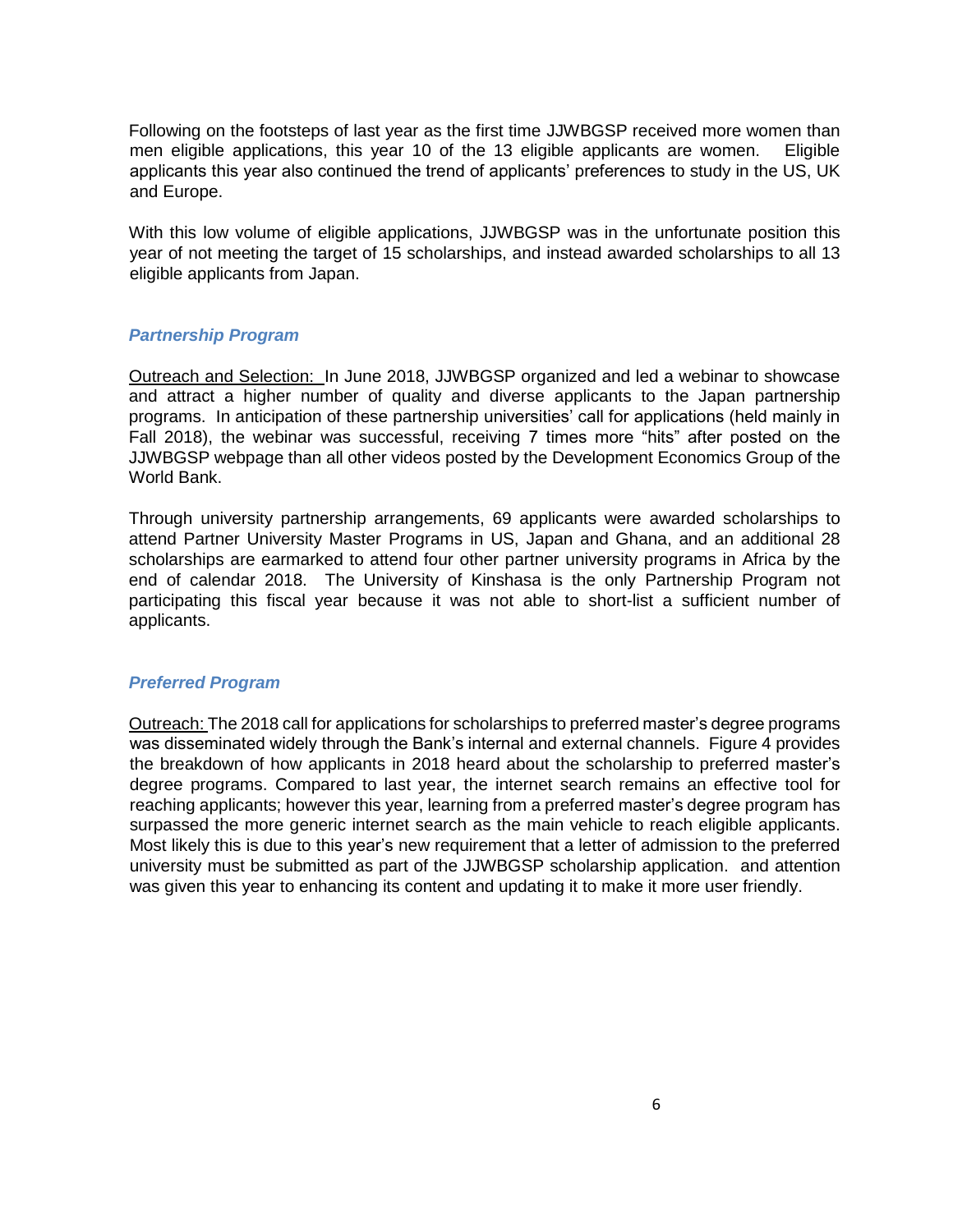Following on the footsteps of last year as the first time JJWBGSP received more women than men eligible applications, this year 10 of the 13 eligible applicants are women. Eligible applicants this year also continued the trend of applicants' preferences to study in the US, UK and Europe.

With this low volume of eligible applications, JJWBGSP was in the unfortunate position this year of not meeting the target of 15 scholarships, and instead awarded scholarships to all 13 eligible applicants from Japan.

### *Partnership Program*

Outreach and Selection: In June 2018, JJWBGSP organized and led a webinar to showcase and attract a higher number of quality and diverse applicants to the Japan partnership programs. In anticipation of these partnership universities' call for applications (held mainly in Fall 2018), the webinar was successful, receiving 7 times more "hits" after posted on the JJWBGSP webpage than all other videos posted by the Development Economics Group of the World Bank.

Through university partnership arrangements, 69 applicants were awarded scholarships to attend Partner University Master Programs in US, Japan and Ghana, and an additional 28 scholarships are earmarked to attend four other partner university programs in Africa by the end of calendar 2018. The University of Kinshasa is the only Partnership Program not participating this fiscal year because it was not able to short-list a sufficient number of applicants.

### *Preferred Program*

Outreach: The 2018 call for applications for scholarships to preferred master's degree programs was disseminated widely through the Bank's internal and external channels. Figure 4 provides the breakdown of how applicants in 2018 heard about the scholarship to preferred master's degree programs. Compared to last year, the internet search remains an effective tool for reaching applicants; however this year, learning from a preferred master's degree program has surpassed the more generic internet search as the main vehicle to reach eligible applicants. Most likely this is due to this year's new requirement that a letter of admission to the preferred university must be submitted as part of the JJWBGSP scholarship application. and attention was given this year to enhancing its content and updating it to make it more user friendly.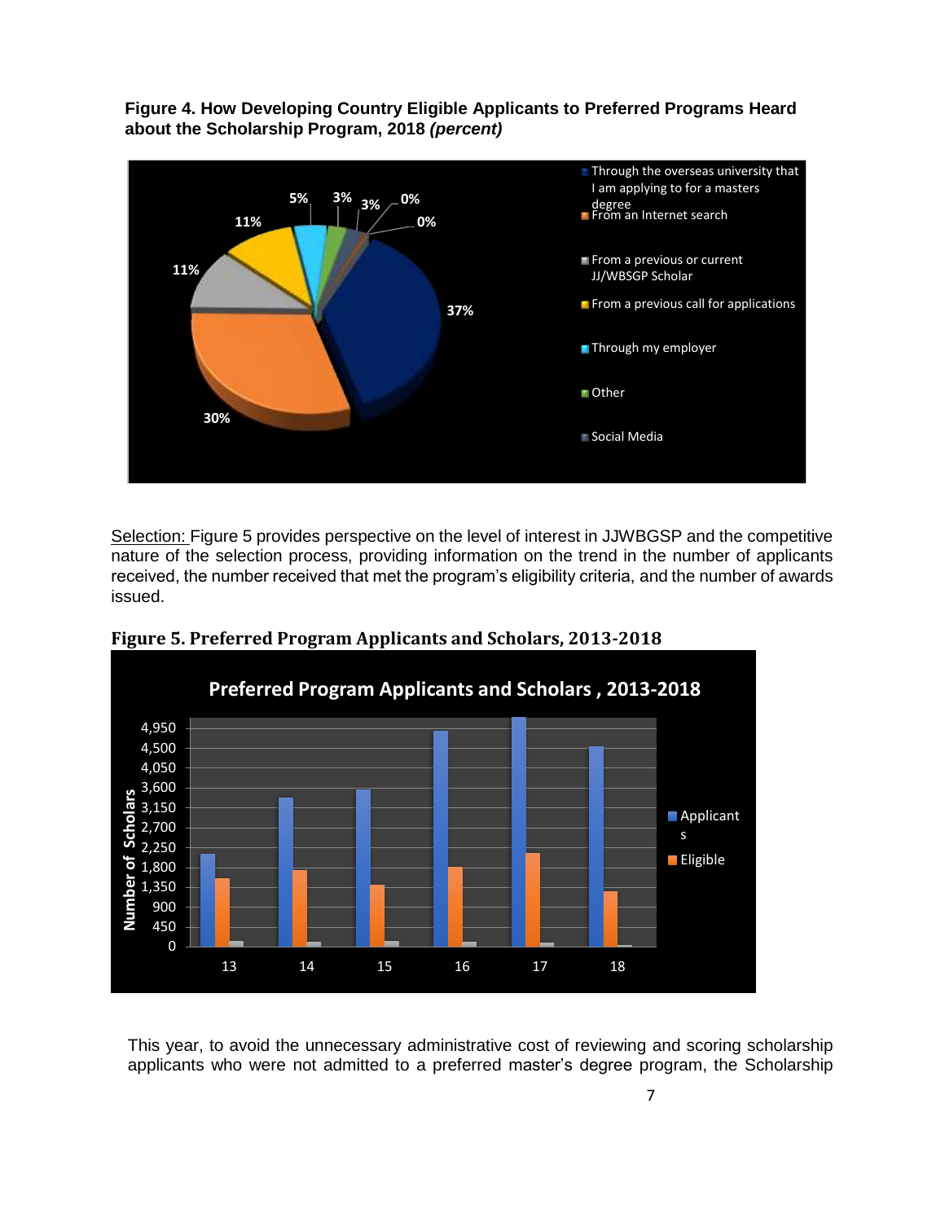**Figure 4. How Developing Country Eligible Applicants to Preferred Programs Heard about the Scholarship Program, 2018 *(percent)***

Selection: Figure 5 provides perspective on the level of interest in JJWBGSP and the competitive nature of the selection process, providing information on the trend in the number of applicants received, the number received that met the program's eligibility criteria, and the number of awards issued.

**Figure 5. Preferred Program Applicants and Scholars, 2013-2018**

This year, to avoid the unnecessary administrative cost of reviewing and scoring scholarship applicants who were not admitted to a preferred master's degree program, the Scholarship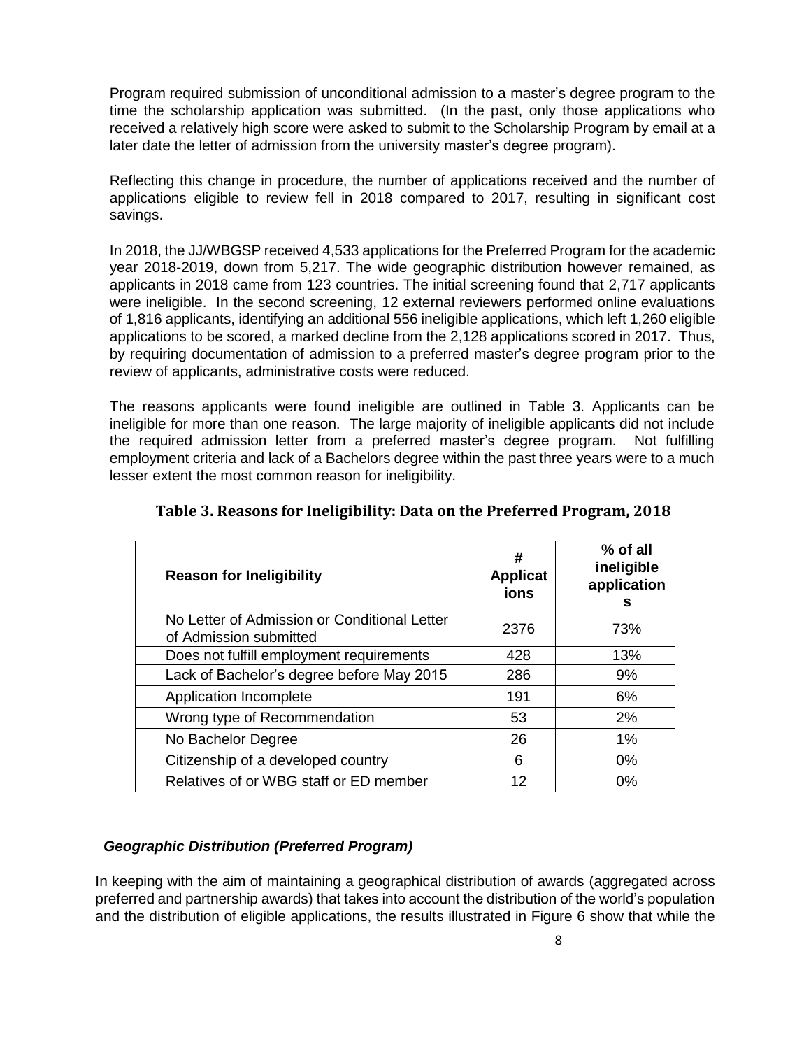Program required submission of unconditional admission to a master's degree program to the time the scholarship application was submitted. (In the past, only those applications who received a relatively high score were asked to submit to the Scholarship Program by email at a later date the letter of admission from the university master's degree program).

Reflecting this change in procedure, the number of applications received and the number of applications eligible to review fell in 2018 compared to 2017, resulting in significant cost savings.

In 2018, the JJ/WBGSP received 4,533 applications for the Preferred Program for the academic year 2018-2019, down from 5,217. The wide geographic distribution however remained, as applicants in 2018 came from 123 countries. The initial screening found that 2,717 applicants were ineligible. In the second screening, 12 external reviewers performed online evaluations of 1,816 applicants, identifying an additional 556 ineligible applications, which left 1,260 eligible applications to be scored, a marked decline from the 2,128 applications scored in 2017. Thus, by requiring documentation of admission to a preferred master's degree program prior to the review of applicants, administrative costs were reduced.

The reasons applicants were found ineligible are outlined in Table 3. Applicants can be ineligible for more than one reason. The large majority of ineligible applicants did not include the required admission letter from a preferred master's degree program. Not fulfilling employment criteria and lack of a Bachelors degree within the past three years were to a much lesser extent the most common reason for ineligibility.

**Table 3. Reasons for Ineligibility: Data on the Preferred Program, 2018**

| Reason for Ineligibility | # Applications | % of all ineligible applications |
|---|---|---|
| No Letter of Admission or Conditional Letter of Admission submitted | 2376 | 73% |
| Does not fulfill employment requirements | 428 | 13% |
| Lack of Bachelor's degree before May 2015 | 286 | 9% |
| Application Incomplete | 191 | 6% |
| Wrong type of Recommendation | 53 | 2% |
| No Bachelor Degree | 26 | 1% |
| Citizenship of a developed country | 6 | 0% |
| Relatives of or WBG staff or ED member | 12 | 0% |

### *Geographic Distribution (Preferred Program)*

In keeping with the aim of maintaining a geographical distribution of awards (aggregated across preferred and partnership awards) that takes into account the distribution of the world's population and the distribution of eligible applications, the results illustrated in Figure 6 show that while the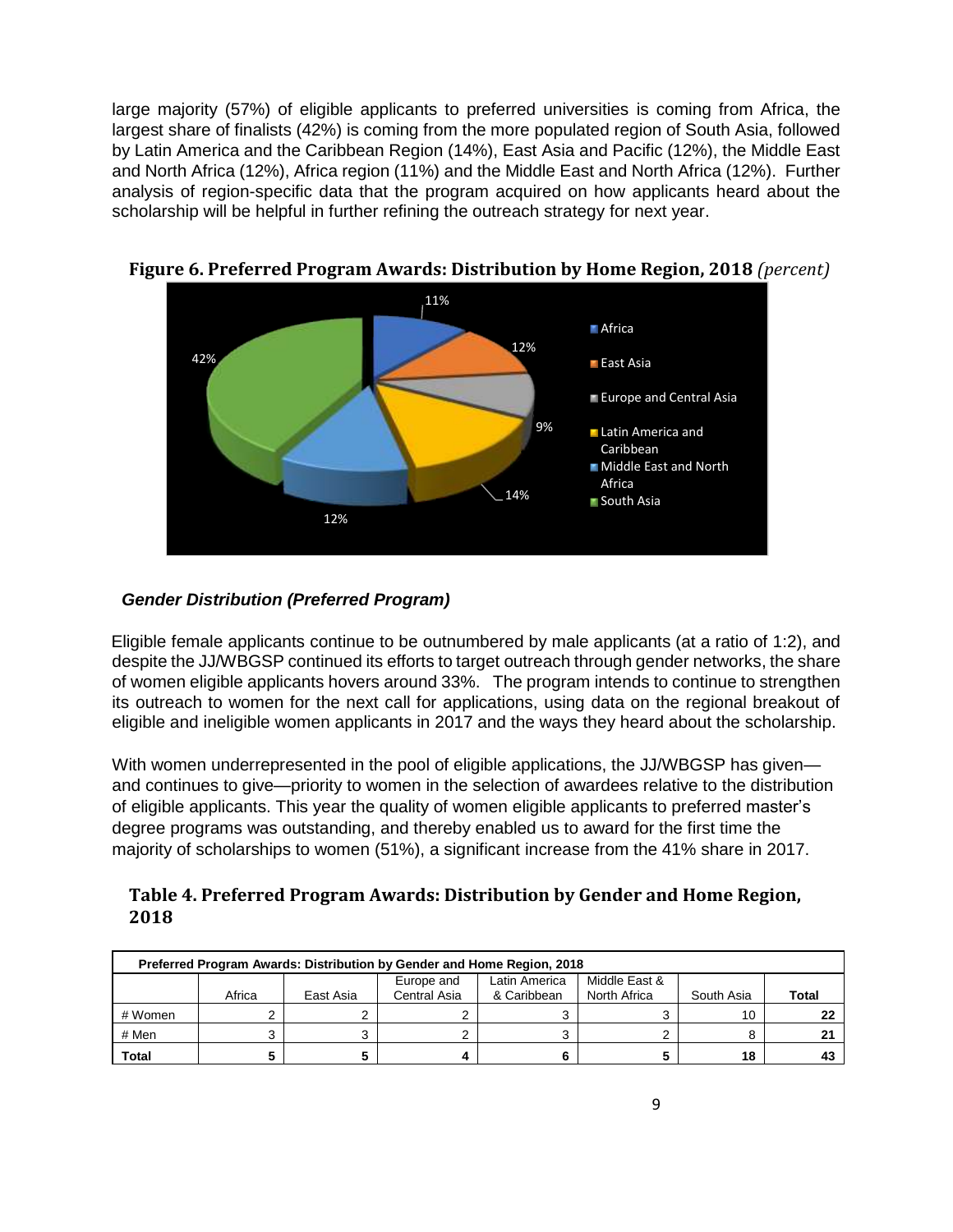large majority (57%) of eligible applicants to preferred universities is coming from Africa, the largest share of finalists (42%) is coming from the more populated region of South Asia, followed by Latin America and the Caribbean Region (14%), East Asia and Pacific (12%), the Middle East and North Africa (12%), Africa region (11%) and the Middle East and North Africa (12%). Further analysis of region-specific data that the program acquired on how applicants heard about the scholarship will be helpful in further refining the outreach strategy for next year.

**Figure 6. Preferred Program Awards: Distribution by Home Region, 2018** *(percent)*

### *Gender Distribution (Preferred Program)*

Eligible female applicants continue to be outnumbered by male applicants (at a ratio of 1:2), and despite the JJ/WBGSP continued its efforts to target outreach through gender networks, the share of women eligible applicants hovers around 33%. The program intends to continue to strengthen its outreach to women for the next call for applications, using data on the regional breakout of eligible and ineligible women applicants in 2017 and the ways they heard about the scholarship.

With women underrepresented in the pool of eligible applications, the JJ/WBGSP has given—and continues to give—priority to women in the selection of awardees relative to the distribution of eligible applicants. This year the quality of women eligible applicants to preferred master's degree programs was outstanding, and thereby enabled us to award for the first time the majority of scholarships to women (51%), a significant increase from the 41% share in 2017.

**Table 4. Preferred Program Awards: Distribution by Gender and Home Region, 2018**

| Preferred Program Awards: Distribution by Gender and Home Region, 2018 | | | | | | | |
|---|---|---|---|---|---|---|---|
| | Africa | East Asia | Europe and Central Asia | Latin America & Caribbean | Middle East & North Africa | South Asia | **Total** |
| # Women | 2 | 2 | 2 | 3 | 3 | 10 | **22** |
| # Men | 3 | 3 | 2 | 3 | 2 | 8 | **21** |
| **Total** | **5** | **5** | **4** | **6** | **5** | **18** | **43** |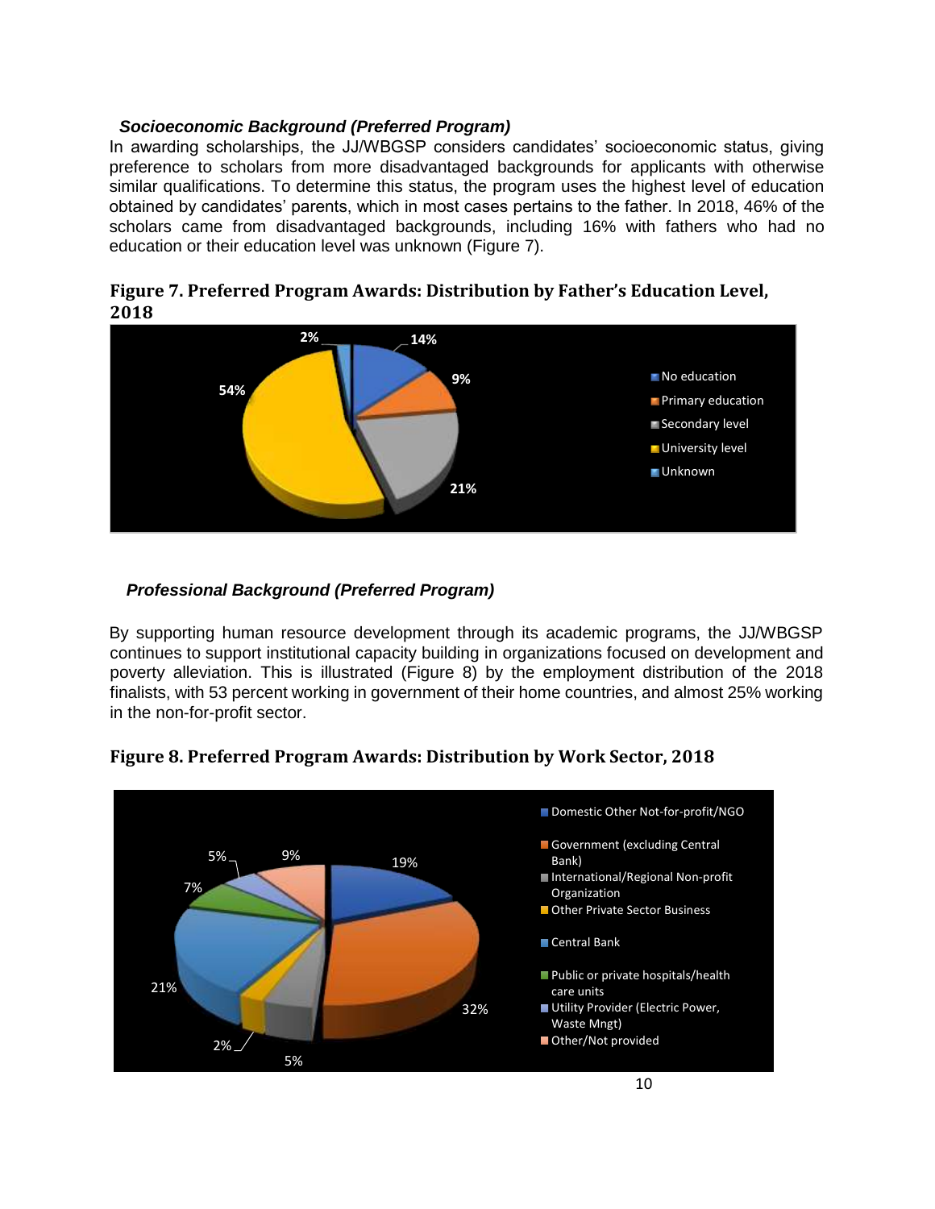***Socioeconomic Background (Preferred Program)***

In awarding scholarships, the JJ/WBGSP considers candidates' socioeconomic status, giving preference to scholars from more disadvantaged backgrounds for applicants with otherwise similar qualifications. To determine this status, the program uses the highest level of education obtained by candidates' parents, which in most cases pertains to the father. In 2018, 46% of the scholars came from disadvantaged backgrounds, including 16% with fathers who had no education or their education level was unknown (Figure 7).

**Figure 7. Preferred Program Awards: Distribution by Father's Education Level, 2018**

| Father's Education Level | Share |
|---|---|
| No education | 14% |
| Primary education | 9% |
| Secondary level | 21% |
| University level | 54% |
| Unknown | 2% |

***Professional Background (Preferred Program)***

By supporting human resource development through its academic programs, the JJ/WBGSP continues to support institutional capacity building in organizations focused on development and poverty alleviation. This is illustrated (Figure 8) by the employment distribution of the 2018 finalists, with 53 percent working in government of their home countries, and almost 25% working in the non-for-profit sector.

**Figure 8. Preferred Program Awards: Distribution by Work Sector, 2018**

| Work Sector | Share |
|---|---|
| Domestic Other Not-for-profit/NGO | 19% |
| Government (excluding Central Bank) | 32% |
| International/Regional Non-profit Organization | 5% |
| Other Private Sector Business | 2% |
| Central Bank | 21% |
| Public or private hospitals/health care units | 7% |
| Utility Provider (Electric Power, Waste Mngt) | 5% |
| Other/Not provided | 9% |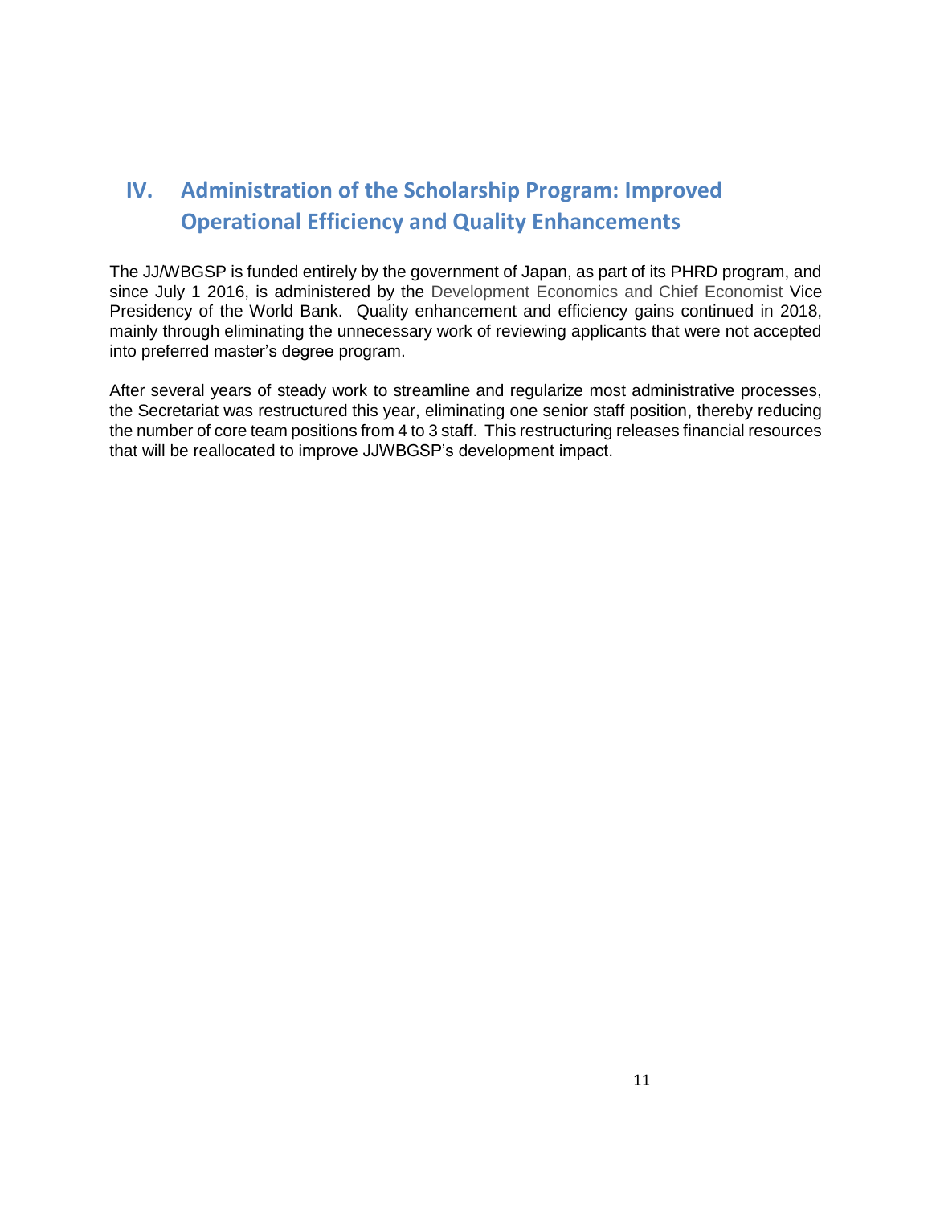## IV. Administration of the Scholarship Program: Improved Operational Efficiency and Quality Enhancements

The JJ/WBGSP is funded entirely by the government of Japan, as part of its PHRD program, and since July 1 2016, is administered by the Development Economics and Chief Economist Vice Presidency of the World Bank. Quality enhancement and efficiency gains continued in 2018, mainly through eliminating the unnecessary work of reviewing applicants that were not accepted into preferred master's degree program.

After several years of steady work to streamline and regularize most administrative processes, the Secretariat was restructured this year, eliminating one senior staff position, thereby reducing the number of core team positions from 4 to 3 staff. This restructuring releases financial resources that will be reallocated to improve JJWBGSP's development impact.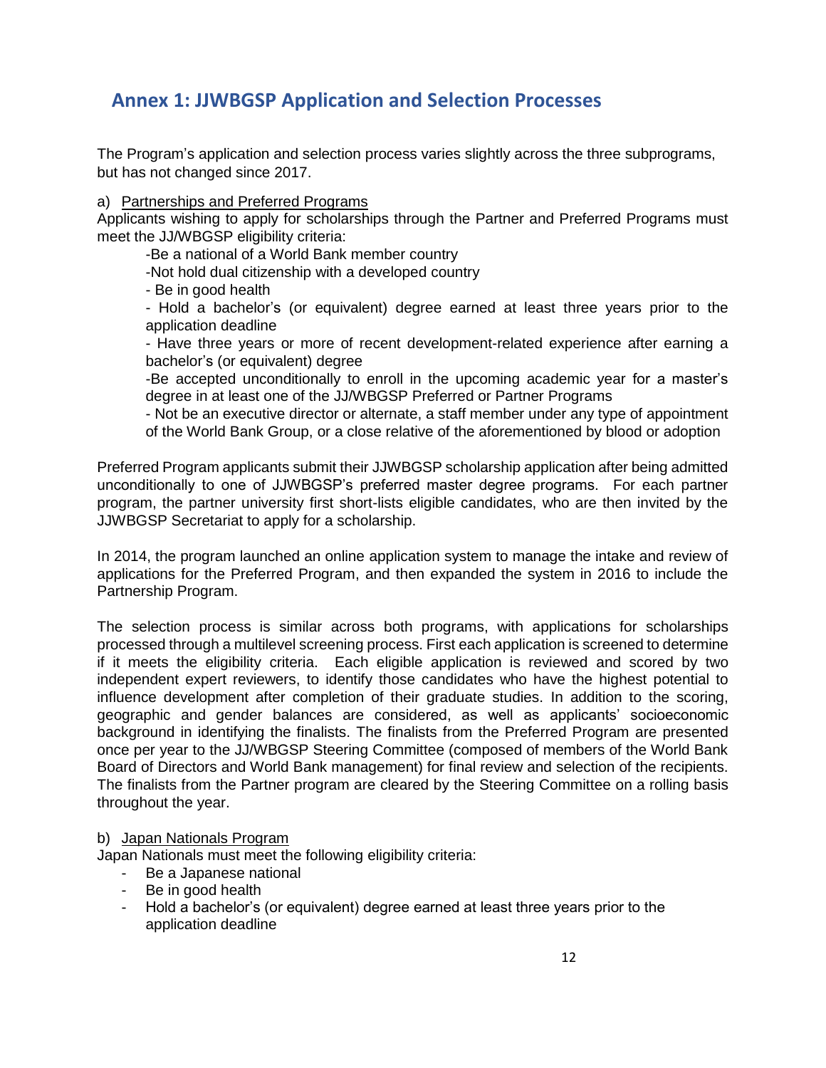## Annex 1: JJWBGSP Application and Selection Processes

The Program's application and selection process varies slightly across the three subprograms, but has not changed since 2017.

a) Partnerships and Preferred Programs

Applicants wishing to apply for scholarships through the Partner and Preferred Programs must meet the JJ/WBGSP eligibility criteria:

-Be a national of a World Bank member country

-Not hold dual citizenship with a developed country

- Be in good health

- Hold a bachelor's (or equivalent) degree earned at least three years prior to the application deadline

- Have three years or more of recent development-related experience after earning a bachelor's (or equivalent) degree

-Be accepted unconditionally to enroll in the upcoming academic year for a master's degree in at least one of the JJ/WBGSP Preferred or Partner Programs

- Not be an executive director or alternate, a staff member under any type of appointment of the World Bank Group, or a close relative of the aforementioned by blood or adoption

Preferred Program applicants submit their JJWBGSP scholarship application after being admitted unconditionally to one of JJWBGSP's preferred master degree programs. For each partner program, the partner university first short-lists eligible candidates, who are then invited by the JJWBGSP Secretariat to apply for a scholarship.

In 2014, the program launched an online application system to manage the intake and review of applications for the Preferred Program, and then expanded the system in 2016 to include the Partnership Program.

The selection process is similar across both programs, with applications for scholarships processed through a multilevel screening process. First each application is screened to determine if it meets the eligibility criteria. Each eligible application is reviewed and scored by two independent expert reviewers, to identify those candidates who have the highest potential to influence development after completion of their graduate studies. In addition to the scoring, geographic and gender balances are considered, as well as applicants' socioeconomic background in identifying the finalists. The finalists from the Preferred Program are presented once per year to the JJ/WBGSP Steering Committee (composed of members of the World Bank Board of Directors and World Bank management) for final review and selection of the recipients. The finalists from the Partner program are cleared by the Steering Committee on a rolling basis throughout the year.

b) Japan Nationals Program

Japan Nationals must meet the following eligibility criteria:

- Be a Japanese national
- Be in good health
- Hold a bachelor's (or equivalent) degree earned at least three years prior to the application deadline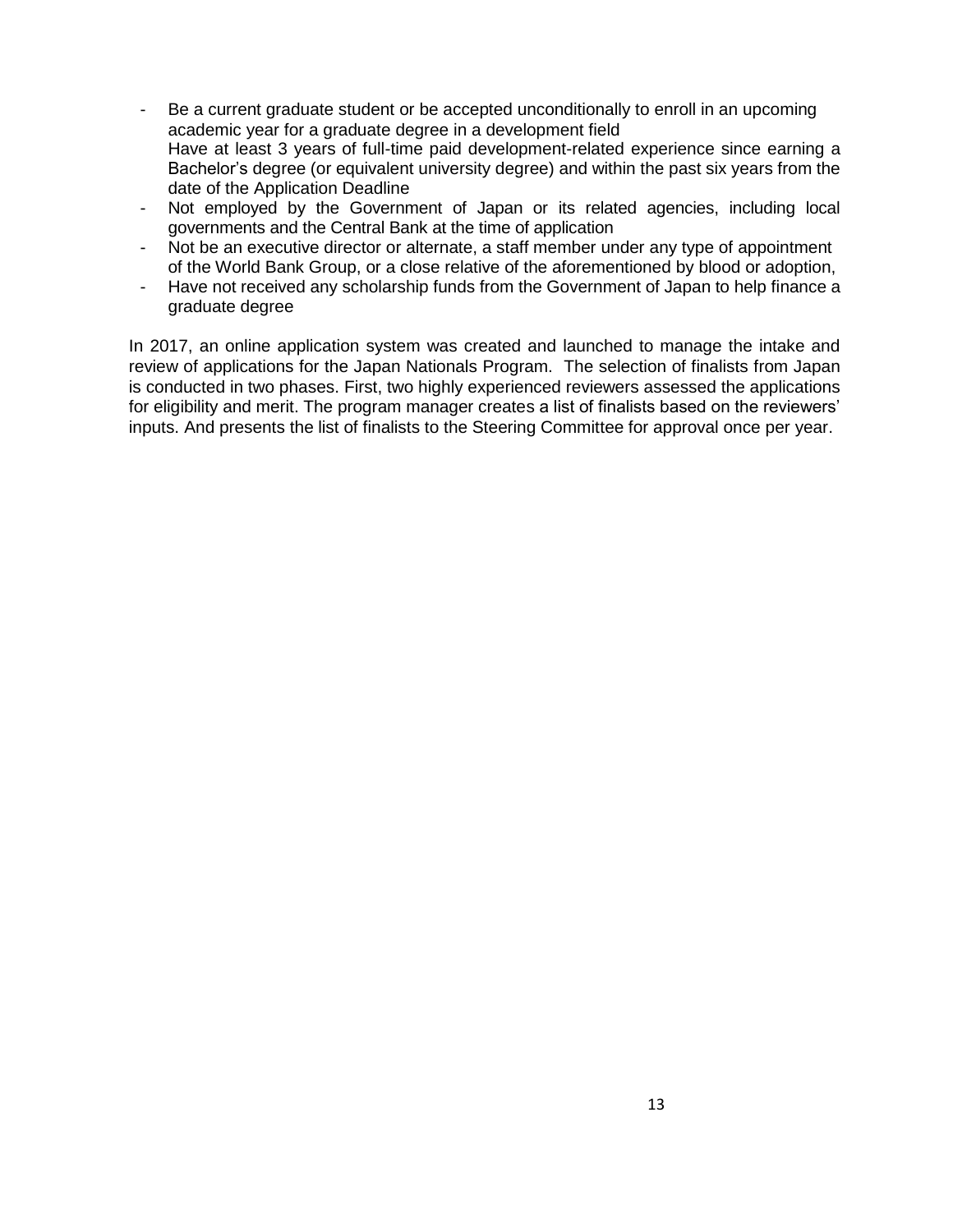- Be a current graduate student or be accepted unconditionally to enroll in an upcoming academic year for a graduate degree in a development field
  Have at least 3 years of full-time paid development-related experience since earning a Bachelor's degree (or equivalent university degree) and within the past six years from the date of the Application Deadline
- Not employed by the Government of Japan or its related agencies, including local governments and the Central Bank at the time of application
- Not be an executive director or alternate, a staff member under any type of appointment of the World Bank Group, or a close relative of the aforementioned by blood or adoption,
- Have not received any scholarship funds from the Government of Japan to help finance a graduate degree

In 2017, an online application system was created and launched to manage the intake and review of applications for the Japan Nationals Program. The selection of finalists from Japan is conducted in two phases. First, two highly experienced reviewers assessed the applications for eligibility and merit. The program manager creates a list of finalists based on the reviewers' inputs. And presents the list of finalists to the Steering Committee for approval once per year.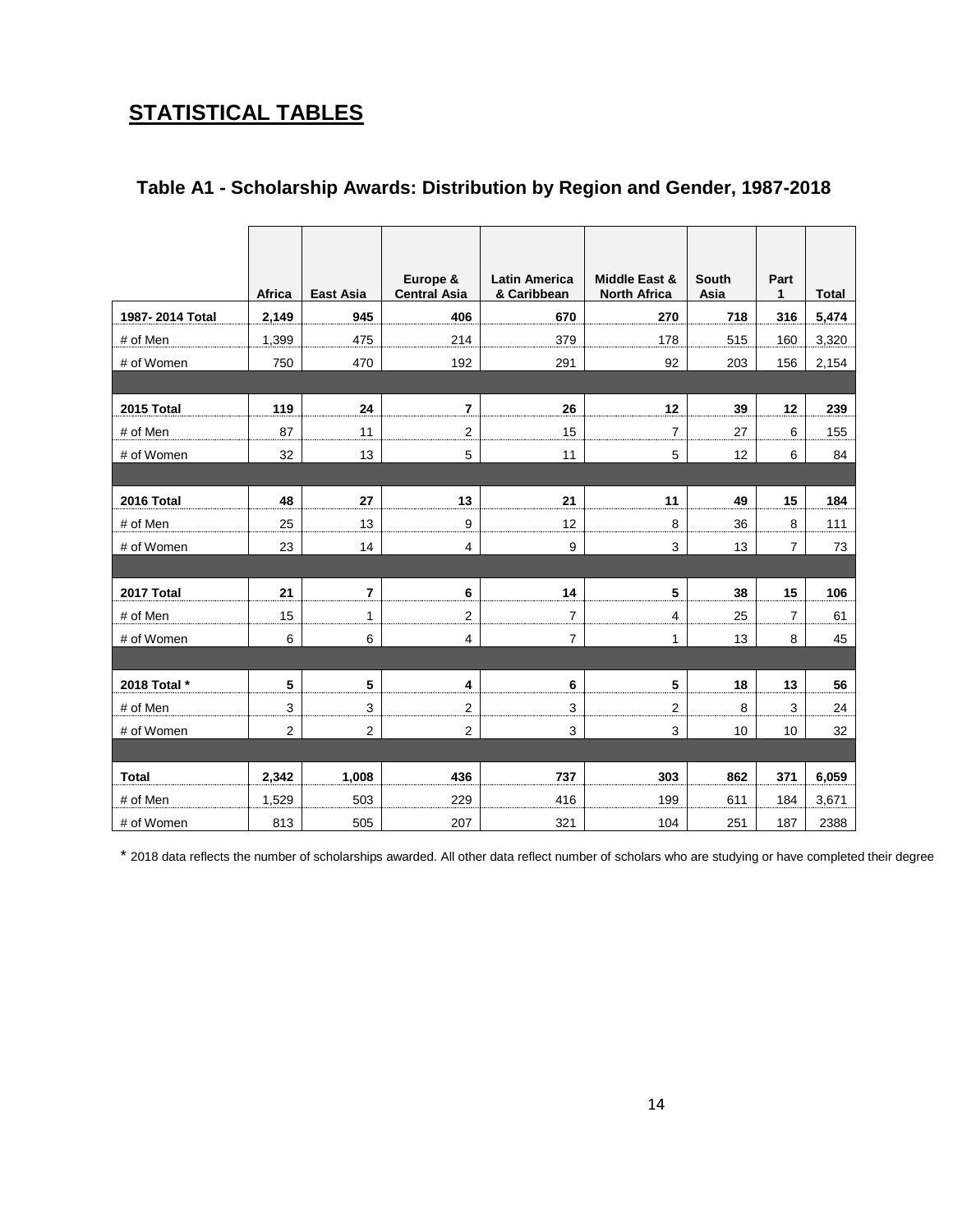## STATISTICAL TABLES

### Table A1 - Scholarship Awards: Distribution by Region and Gender, 1987-2018

| | Africa | East Asia | Europe & Central Asia | Latin America & Caribbean | Middle East & North Africa | South Asia | Part 1 | Total |
|---|---|---|---|---|---|---|---|---|
| **1987- 2014 Total** | **2,149** | **945** | **406** | **670** | **270** | **718** | **316** | **5,474** |
| # of Men | 1,399 | 475 | 214 | 379 | 178 | 515 | 160 | 3,320 |
| # of Women | 750 | 470 | 192 | 291 | 92 | 203 | 156 | 2,154 |
| | | | | | | | | |
| **2015 Total** | **119** | **24** | **7** | **26** | **12** | **39** | **12** | **239** |
| # of Men | 87 | 11 | 2 | 15 | 7 | 27 | 6 | 155 |
| # of Women | 32 | 13 | 5 | 11 | 5 | 12 | 6 | 84 |
| | | | | | | | | |
| **2016 Total** | **48** | **27** | **13** | **21** | **11** | **49** | **15** | **184** |
| # of Men | 25 | 13 | 9 | 12 | 8 | 36 | 8 | 111 |
| # of Women | 23 | 14 | 4 | 9 | 3 | 13 | 7 | 73 |
| | | | | | | | | |
| **2017 Total** | **21** | **7** | **6** | **14** | **5** | **38** | **15** | **106** |
| # of Men | 15 | 1 | 2 | 7 | 4 | 25 | 7 | 61 |
| # of Women | 6 | 6 | 4 | 7 | 1 | 13 | 8 | 45 |
| | | | | | | | | |
| **2018 Total *** | **5** | **5** | **4** | **6** | **5** | **18** | **13** | **56** |
| # of Men | 3 | 3 | 2 | 3 | 2 | 8 | 3 | 24 |
| # of Women | 2 | 2 | 2 | 3 | 3 | 10 | 10 | 32 |
| | | | | | | | | |
| **Total** | **2,342** | **1,008** | **436** | **737** | **303** | **862** | **371** | **6,059** |
| # of Men | 1,529 | 503 | 229 | 416 | 199 | 611 | 184 | 3,671 |
| # of Women | 813 | 505 | 207 | 321 | 104 | 251 | 187 | 2388 |

* 2018 data reflects the number of scholarships awarded. All other data reflect number of scholars who are studying or have completed their degree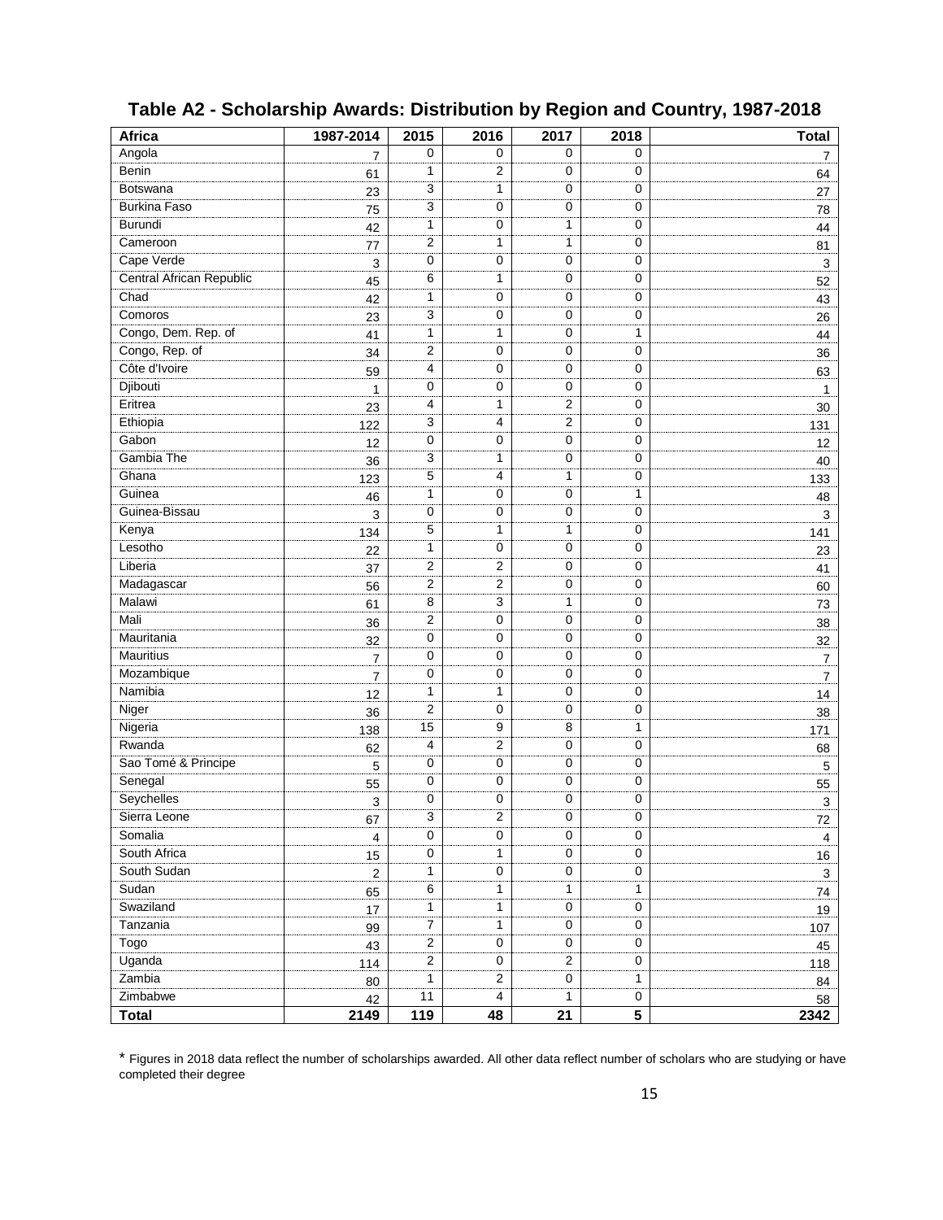## Table A2 - Scholarship Awards: Distribution by Region and Country, 1987-2018

| Africa | 1987-2014 | 2015 | 2016 | 2017 | 2018 | Total |
|---|---|---|---|---|---|---|
| Angola | 7 | 0 | 0 | 0 | 0 | 7 |
| Benin | 61 | 1 | 2 | 0 | 0 | 64 |
| Botswana | 23 | 3 | 1 | 0 | 0 | 27 |
| Burkina Faso | 75 | 3 | 0 | 0 | 0 | 78 |
| Burundi | 42 | 1 | 0 | 1 | 0 | 44 |
| Cameroon | 77 | 2 | 1 | 1 | 0 | 81 |
| Cape Verde | 3 | 0 | 0 | 0 | 0 | 3 |
| Central African Republic | 45 | 6 | 1 | 0 | 0 | 52 |
| Chad | 42 | 1 | 0 | 0 | 0 | 43 |
| Comoros | 23 | 3 | 0 | 0 | 0 | 26 |
| Congo, Dem. Rep. of | 41 | 1 | 1 | 0 | 1 | 44 |
| Congo, Rep. of | 34 | 2 | 0 | 0 | 0 | 36 |
| Côte d'Ivoire | 59 | 4 | 0 | 0 | 0 | 63 |
| Djibouti | 1 | 0 | 0 | 0 | 0 | 1 |
| Eritrea | 23 | 4 | 1 | 2 | 0 | 30 |
| Ethiopia | 122 | 3 | 4 | 2 | 0 | 131 |
| Gabon | 12 | 0 | 0 | 0 | 0 | 12 |
| Gambia The | 36 | 3 | 1 | 0 | 0 | 40 |
| Ghana | 123 | 5 | 4 | 1 | 0 | 133 |
| Guinea | 46 | 1 | 0 | 0 | 1 | 48 |
| Guinea-Bissau | 3 | 0 | 0 | 0 | 0 | 3 |
| Kenya | 134 | 5 | 1 | 1 | 0 | 141 |
| Lesotho | 22 | 1 | 0 | 0 | 0 | 23 |
| Liberia | 37 | 2 | 2 | 0 | 0 | 41 |
| Madagascar | 56 | 2 | 2 | 0 | 0 | 60 |
| Malawi | 61 | 8 | 3 | 1 | 0 | 73 |
| Mali | 36 | 2 | 0 | 0 | 0 | 38 |
| Mauritania | 32 | 0 | 0 | 0 | 0 | 32 |
| Mauritius | 7 | 0 | 0 | 0 | 0 | 7 |
| Mozambique | 7 | 0 | 0 | 0 | 0 | 7 |
| Namibia | 12 | 1 | 1 | 0 | 0 | 14 |
| Niger | 36 | 2 | 0 | 0 | 0 | 38 |
| Nigeria | 138 | 15 | 9 | 8 | 1 | 171 |
| Rwanda | 62 | 4 | 2 | 0 | 0 | 68 |
| Sao Tomé & Principe | 5 | 0 | 0 | 0 | 0 | 5 |
| Senegal | 55 | 0 | 0 | 0 | 0 | 55 |
| Seychelles | 3 | 0 | 0 | 0 | 0 | 3 |
| Sierra Leone | 67 | 3 | 2 | 0 | 0 | 72 |
| Somalia | 4 | 0 | 0 | 0 | 0 | 4 |
| South Africa | 15 | 0 | 1 | 0 | 0 | 16 |
| South Sudan | 2 | 1 | 0 | 0 | 0 | 3 |
| Sudan | 65 | 6 | 1 | 1 | 1 | 74 |
| Swaziland | 17 | 1 | 1 | 0 | 0 | 19 |
| Tanzania | 99 | 7 | 1 | 0 | 0 | 107 |
| Togo | 43 | 2 | 0 | 0 | 0 | 45 |
| Uganda | 114 | 2 | 0 | 2 | 0 | 118 |
| Zambia | 80 | 1 | 2 | 0 | 1 | 84 |
| Zimbabwe | 42 | 11 | 4 | 1 | 0 | 58 |
| **Total** | **2149** | **119** | **48** | **21** | **5** | **2342** |

* Figures in 2018 data reflect the number of scholarships awarded. All other data reflect number of scholars who are studying or have completed their degree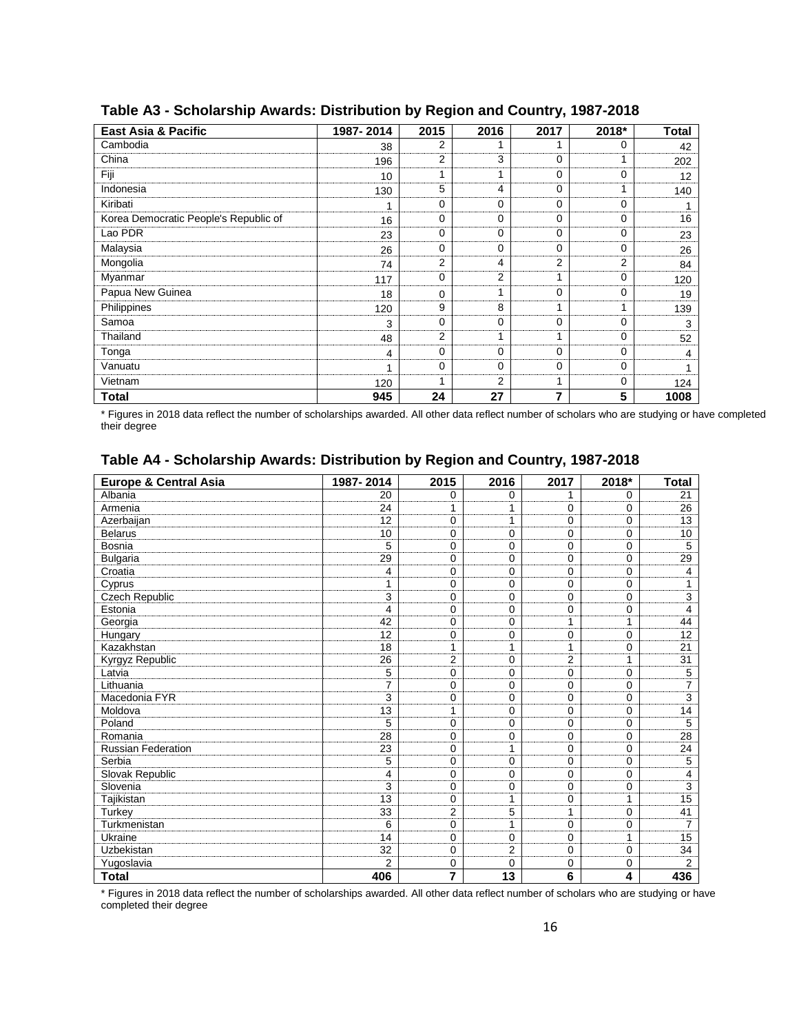## Table A3 - Scholarship Awards: Distribution by Region and Country, 1987-2018

| East Asia & Pacific | 1987- 2014 | 2015 | 2016 | 2017 | 2018* | Total |
|---|---|---|---|---|---|---|
| Cambodia | 38 | 2 | 1 | 1 | 0 | 42 |
| China | 196 | 2 | 3 | 0 | 1 | 202 |
| Fiji | 10 | 1 | 1 | 0 | 0 | 12 |
| Indonesia | 130 | 5 | 4 | 0 | 1 | 140 |
| Kiribati | 1 | 0 | 0 | 0 | 0 | 1 |
| Korea Democratic People's Republic of | 16 | 0 | 0 | 0 | 0 | 16 |
| Lao PDR | 23 | 0 | 0 | 0 | 0 | 23 |
| Malaysia | 26 | 0 | 0 | 0 | 0 | 26 |
| Mongolia | 74 | 2 | 4 | 2 | 2 | 84 |
| Myanmar | 117 | 0 | 2 | 1 | 0 | 120 |
| Papua New Guinea | 18 | 0 | 1 | 0 | 0 | 19 |
| Philippines | 120 | 9 | 8 | 1 | 1 | 139 |
| Samoa | 3 | 0 | 0 | 0 | 0 | 3 |
| Thailand | 48 | 2 | 1 | 1 | 0 | 52 |
| Tonga | 4 | 0 | 0 | 0 | 0 | 4 |
| Vanuatu | 1 | 0 | 0 | 0 | 0 | 1 |
| Vietnam | 120 | 1 | 2 | 1 | 0 | 124 |
| **Total** | **945** | **24** | **27** | **7** | **5** | **1008** |

\* Figures in 2018 data reflect the number of scholarships awarded. All other data reflect number of scholars who are studying or have completed their degree

## Table A4 - Scholarship Awards: Distribution by Region and Country, 1987-2018

| Europe & Central Asia | 1987- 2014 | 2015 | 2016 | 2017 | 2018* | Total |
|---|---|---|---|---|---|---|
| Albania | 20 | 0 | 0 | 1 | 0 | 21 |
| Armenia | 24 | 1 | 1 | 0 | 0 | 26 |
| Azerbaijan | 12 | 0 | 1 | 0 | 0 | 13 |
| Belarus | 10 | 0 | 0 | 0 | 0 | 10 |
| Bosnia | 5 | 0 | 0 | 0 | 0 | 5 |
| Bulgaria | 29 | 0 | 0 | 0 | 0 | 29 |
| Croatia | 4 | 0 | 0 | 0 | 0 | 4 |
| Cyprus | 1 | 0 | 0 | 0 | 0 | 1 |
| Czech Republic | 3 | 0 | 0 | 0 | 0 | 3 |
| Estonia | 4 | 0 | 0 | 0 | 0 | 4 |
| Georgia | 42 | 0 | 0 | 1 | 1 | 44 |
| Hungary | 12 | 0 | 0 | 0 | 0 | 12 |
| Kazakhstan | 18 | 1 | 1 | 1 | 0 | 21 |
| Kyrgyz Republic | 26 | 2 | 0 | 2 | 1 | 31 |
| Latvia | 5 | 0 | 0 | 0 | 0 | 5 |
| Lithuania | 7 | 0 | 0 | 0 | 0 | 7 |
| Macedonia FYR | 3 | 0 | 0 | 0 | 0 | 3 |
| Moldova | 13 | 1 | 0 | 0 | 0 | 14 |
| Poland | 5 | 0 | 0 | 0 | 0 | 5 |
| Romania | 28 | 0 | 0 | 0 | 0 | 28 |
| Russian Federation | 23 | 0 | 1 | 0 | 0 | 24 |
| Serbia | 5 | 0 | 0 | 0 | 0 | 5 |
| Slovak Republic | 4 | 0 | 0 | 0 | 0 | 4 |
| Slovenia | 3 | 0 | 0 | 0 | 0 | 3 |
| Tajikistan | 13 | 0 | 1 | 0 | 1 | 15 |
| Turkey | 33 | 2 | 5 | 1 | 0 | 41 |
| Turkmenistan | 6 | 0 | 1 | 0 | 0 | 7 |
| Ukraine | 14 | 0 | 0 | 0 | 1 | 15 |
| Uzbekistan | 32 | 0 | 2 | 0 | 0 | 34 |
| Yugoslavia | 2 | 0 | 0 | 0 | 0 | 2 |
| **Total** | **406** | **7** | **13** | **6** | **4** | **436** |

\* Figures in 2018 data reflect the number of scholarships awarded. All other data reflect number of scholars who are studying or have completed their degree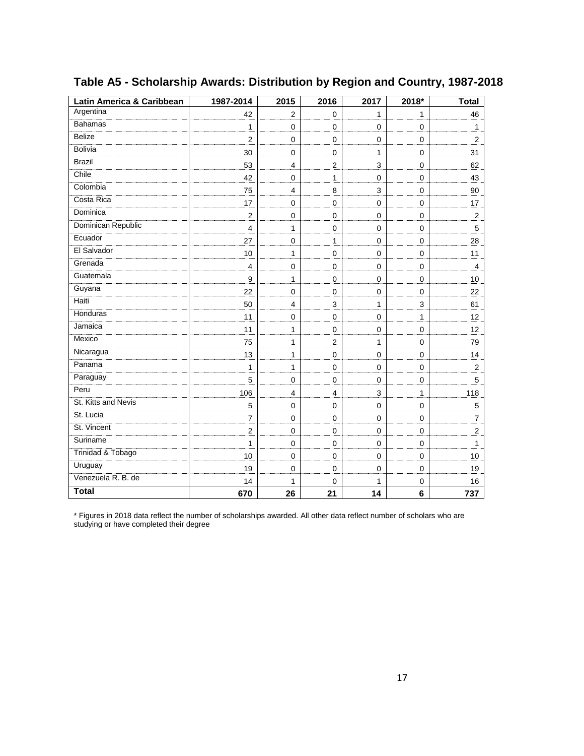## Table A5 - Scholarship Awards: Distribution by Region and Country, 1987-2018

| Latin America & Caribbean | 1987-2014 | 2015 | 2016 | 2017 | 2018* | Total |
|---|---|---|---|---|---|---|
| Argentina | 42 | 2 | 0 | 1 | 1 | 46 |
| Bahamas | 1 | 0 | 0 | 0 | 0 | 1 |
| Belize | 2 | 0 | 0 | 0 | 0 | 2 |
| Bolivia | 30 | 0 | 0 | 1 | 0 | 31 |
| Brazil | 53 | 4 | 2 | 3 | 0 | 62 |
| Chile | 42 | 0 | 1 | 0 | 0 | 43 |
| Colombia | 75 | 4 | 8 | 3 | 0 | 90 |
| Costa Rica | 17 | 0 | 0 | 0 | 0 | 17 |
| Dominica | 2 | 0 | 0 | 0 | 0 | 2 |
| Dominican Republic | 4 | 1 | 0 | 0 | 0 | 5 |
| Ecuador | 27 | 0 | 1 | 0 | 0 | 28 |
| El Salvador | 10 | 1 | 0 | 0 | 0 | 11 |
| Grenada | 4 | 0 | 0 | 0 | 0 | 4 |
| Guatemala | 9 | 1 | 0 | 0 | 0 | 10 |
| Guyana | 22 | 0 | 0 | 0 | 0 | 22 |
| Haiti | 50 | 4 | 3 | 1 | 3 | 61 |
| Honduras | 11 | 0 | 0 | 0 | 1 | 12 |
| Jamaica | 11 | 1 | 0 | 0 | 0 | 12 |
| Mexico | 75 | 1 | 2 | 1 | 0 | 79 |
| Nicaragua | 13 | 1 | 0 | 0 | 0 | 14 |
| Panama | 1 | 1 | 0 | 0 | 0 | 2 |
| Paraguay | 5 | 0 | 0 | 0 | 0 | 5 |
| Peru | 106 | 4 | 4 | 3 | 1 | 118 |
| St. Kitts and Nevis | 5 | 0 | 0 | 0 | 0 | 5 |
| St. Lucia | 7 | 0 | 0 | 0 | 0 | 7 |
| St. Vincent | 2 | 0 | 0 | 0 | 0 | 2 |
| Suriname | 1 | 0 | 0 | 0 | 0 | 1 |
| Trinidad & Tobago | 10 | 0 | 0 | 0 | 0 | 10 |
| Uruguay | 19 | 0 | 0 | 0 | 0 | 19 |
| Venezuela R. B. de | 14 | 1 | 0 | 1 | 0 | 16 |
| **Total** | **670** | **26** | **21** | **14** | **6** | **737** |

* Figures in 2018 data reflect the number of scholarships awarded. All other data reflect number of scholars who are studying or have completed their degree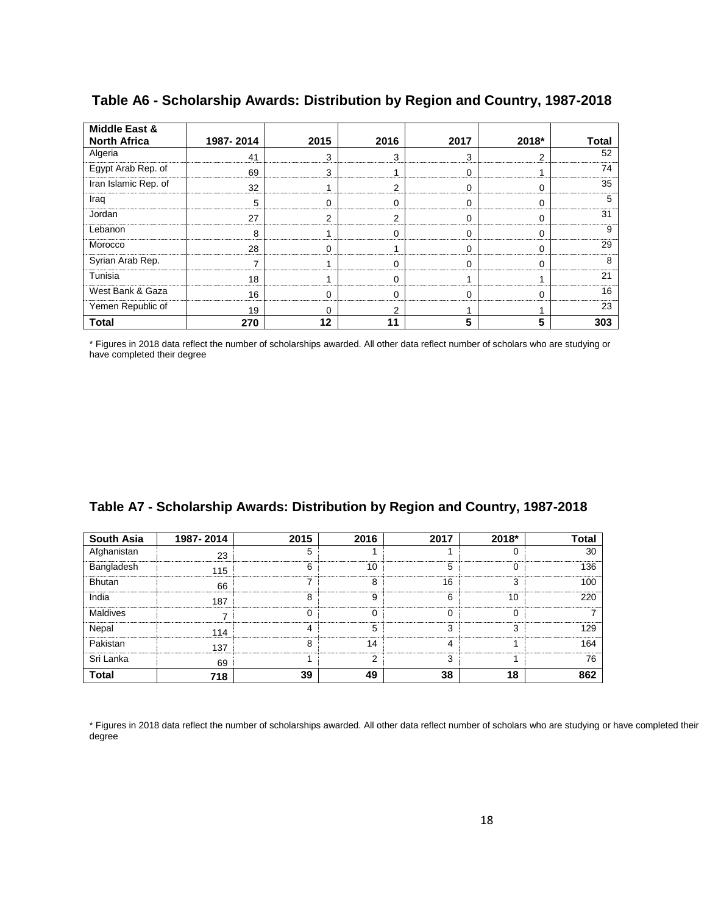## Table A6 - Scholarship Awards: Distribution by Region and Country, 1987-2018

| Middle East & North Africa | 1987- 2014 | 2015 | 2016 | 2017 | 2018* | Total |
|---|---|---|---|---|---|---|
| Algeria | 41 | 3 | 3 | 3 | 2 | 52 |
| Egypt Arab Rep. of | 69 | 3 | 1 | 0 | 1 | 74 |
| Iran Islamic Rep. of | 32 | 1 | 2 | 0 | 0 | 35 |
| Iraq | 5 | 0 | 0 | 0 | 0 | 5 |
| Jordan | 27 | 2 | 2 | 0 | 0 | 31 |
| Lebanon | 8 | 1 | 0 | 0 | 0 | 9 |
| Morocco | 28 | 0 | 1 | 0 | 0 | 29 |
| Syrian Arab Rep. | 7 | 1 | 0 | 0 | 0 | 8 |
| Tunisia | 18 | 1 | 0 | 1 | 1 | 21 |
| West Bank & Gaza | 16 | 0 | 0 | 0 | 0 | 16 |
| Yemen Republic of | 19 | 0 | 2 | 1 | 1 | 23 |
| **Total** | **270** | **12** | **11** | **5** | **5** | **303** |

* Figures in 2018 data reflect the number of scholarships awarded. All other data reflect number of scholars who are studying or have completed their degree

## Table A7 - Scholarship Awards: Distribution by Region and Country, 1987-2018

| South Asia | 1987- 2014 | 2015 | 2016 | 2017 | 2018* | Total |
|---|---|---|---|---|---|---|
| Afghanistan | 23 | 5 | 1 | 1 | 0 | 30 |
| Bangladesh | 115 | 6 | 10 | 5 | 0 | 136 |
| Bhutan | 66 | 7 | 8 | 16 | 3 | 100 |
| India | 187 | 8 | 9 | 6 | 10 | 220 |
| Maldives | 7 | 0 | 0 | 0 | 0 | 7 |
| Nepal | 114 | 4 | 5 | 3 | 3 | 129 |
| Pakistan | 137 | 8 | 14 | 4 | 1 | 164 |
| Sri Lanka | 69 | 1 | 2 | 3 | 1 | 76 |
| **Total** | **718** | **39** | **49** | **38** | **18** | **862** |

* Figures in 2018 data reflect the number of scholarships awarded. All other data reflect number of scholars who are studying or have completed their degree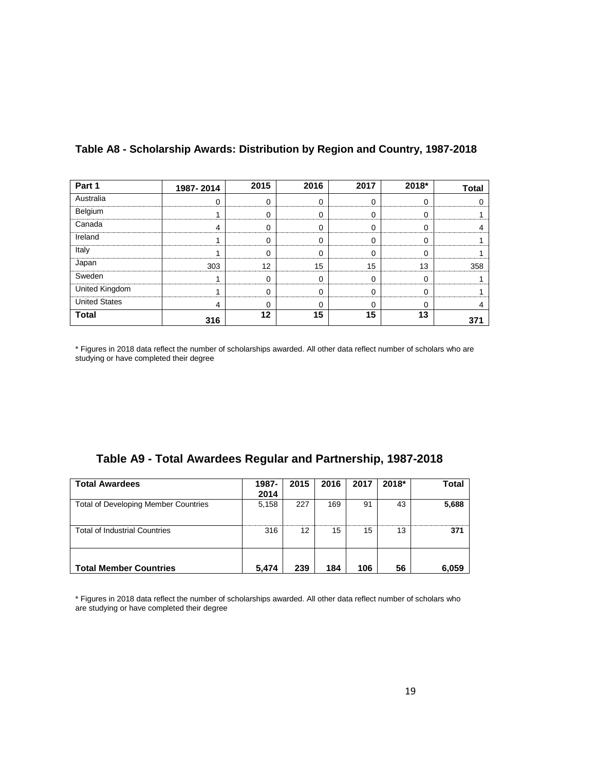**Table A8 - Scholarship Awards: Distribution by Region and Country, 1987-2018**

| Part 1 | 1987- 2014 | 2015 | 2016 | 2017 | 2018* | Total |
|---|---|---|---|---|---|---|
| Australia | 0 | 0 | 0 | 0 | 0 | 0 |
| Belgium | 1 | 0 | 0 | 0 | 0 | 1 |
| Canada | 4 | 0 | 0 | 0 | 0 | 4 |
| Ireland | 1 | 0 | 0 | 0 | 0 | 1 |
| Italy | 1 | 0 | 0 | 0 | 0 | 1 |
| Japan | 303 | 12 | 15 | 15 | 13 | 358 |
| Sweden | 1 | 0 | 0 | 0 | 0 | 1 |
| United Kingdom | 1 | 0 | 0 | 0 | 0 | 1 |
| United States | 4 | 0 | 0 | 0 | 0 | 4 |
| **Total** | **316** | **12** | **15** | **15** | **13** | **371** |

* Figures in 2018 data reflect the number of scholarships awarded. All other data reflect number of scholars who are studying or have completed their degree

**Table A9 - Total Awardees Regular and Partnership, 1987-2018**

| Total Awardees | 1987-2014 | 2015 | 2016 | 2017 | 2018* | Total |
|---|---|---|---|---|---|---|
| Total of Developing Member Countries | 5,158 | 227 | 169 | 91 | 43 | **5,688** |
| Total of Industrial Countries | 316 | 12 | 15 | 15 | 13 | **371** |
| **Total Member Countries** | **5,474** | **239** | **184** | **106** | **56** | **6,059** |

* Figures in 2018 data reflect the number of scholarships awarded. All other data reflect number of scholars who are studying or have completed their degree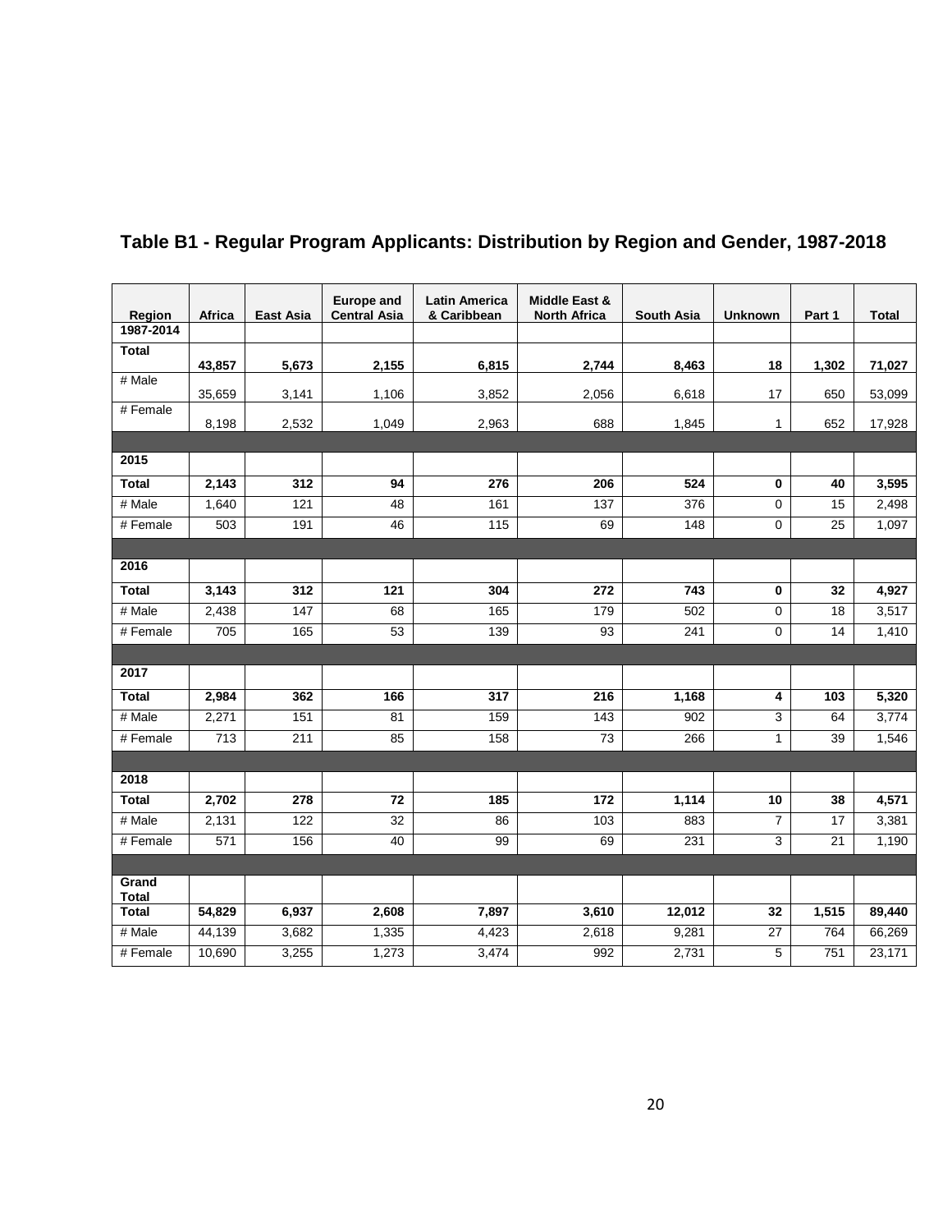## Table B1 - Regular Program Applicants: Distribution by Region and Gender, 1987-2018

| Region | Africa | East Asia | Europe and Central Asia | Latin America & Caribbean | Middle East & North Africa | South Asia | Unknown | Part 1 | Total |
|---|---|---|---|---|---|---|---|---|---|
| **1987-2014** | | | | | | | | | |
| **Total** | **43,857** | **5,673** | **2,155** | **6,815** | **2,744** | **8,463** | **18** | **1,302** | **71,027** |
| # Male | 35,659 | 3,141 | 1,106 | 3,852 | 2,056 | 6,618 | 17 | 650 | 53,099 |
| # Female | 8,198 | 2,532 | 1,049 | 2,963 | 688 | 1,845 | 1 | 652 | 17,928 |
| **2015** | | | | | | | | | |
| **Total** | **2,143** | **312** | **94** | **276** | **206** | **524** | **0** | **40** | **3,595** |
| # Male | 1,640 | 121 | 48 | 161 | 137 | 376 | 0 | 15 | 2,498 |
| # Female | 503 | 191 | 46 | 115 | 69 | 148 | 0 | 25 | 1,097 |
| **2016** | | | | | | | | | |
| **Total** | **3,143** | **312** | **121** | **304** | **272** | **743** | **0** | **32** | **4,927** |
| # Male | 2,438 | 147 | 68 | 165 | 179 | 502 | 0 | 18 | 3,517 |
| # Female | 705 | 165 | 53 | 139 | 93 | 241 | 0 | 14 | 1,410 |
| **2017** | | | | | | | | | |
| **Total** | **2,984** | **362** | **166** | **317** | **216** | **1,168** | **4** | **103** | **5,320** |
| # Male | 2,271 | 151 | 81 | 159 | 143 | 902 | 3 | 64 | 3,774 |
| # Female | 713 | 211 | 85 | 158 | 73 | 266 | 1 | 39 | 1,546 |
| **2018** | | | | | | | | | |
| **Total** | **2,702** | **278** | **72** | **185** | **172** | **1,114** | **10** | **38** | **4,571** |
| # Male | 2,131 | 122 | 32 | 86 | 103 | 883 | 7 | 17 | 3,381 |
| # Female | 571 | 156 | 40 | 99 | 69 | 231 | 3 | 21 | 1,190 |
| **Grand Total** | | | | | | | | | |
| **Total** | **54,829** | **6,937** | **2,608** | **7,897** | **3,610** | **12,012** | **32** | **1,515** | **89,440** |
| # Male | 44,139 | 3,682 | 1,335 | 4,423 | 2,618 | 9,281 | 27 | 764 | 66,269 |
| # Female | 10,690 | 3,255 | 1,273 | 3,474 | 992 | 2,731 | 5 | 751 | 23,171 |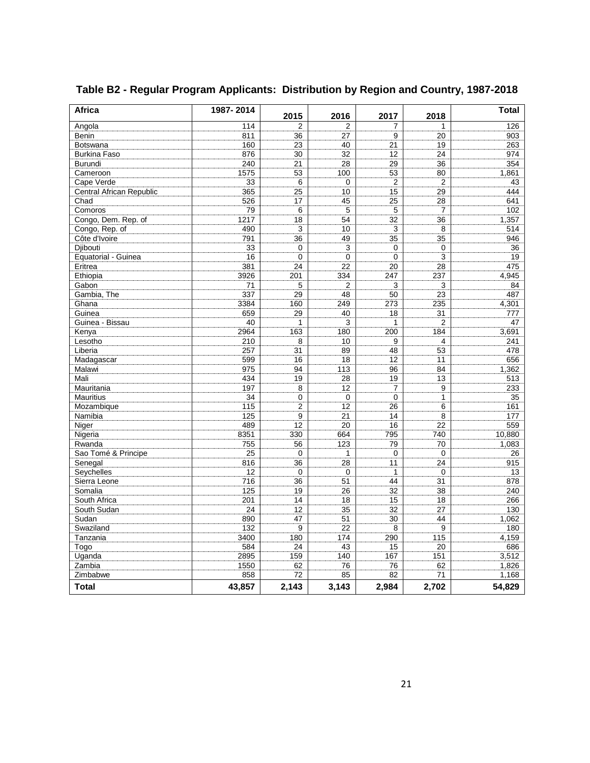## Table B2 - Regular Program Applicants: Distribution by Region and Country, 1987-2018

| Africa | 1987- 2014 | 2015 | 2016 | 2017 | 2018 | Total |
|---|---|---|---|---|---|---|
| Angola | 114 | 2 | 2 | 7 | 1 | 126 |
| Benin | 811 | 36 | 27 | 9 | 20 | 903 |
| Botswana | 160 | 23 | 40 | 21 | 19 | 263 |
| Burkina Faso | 876 | 30 | 32 | 12 | 24 | 974 |
| Burundi | 240 | 21 | 28 | 29 | 36 | 354 |
| Cameroon | 1575 | 53 | 100 | 53 | 80 | 1,861 |
| Cape Verde | 33 | 6 | 0 | 2 | 2 | 43 |
| Central African Republic | 365 | 25 | 10 | 15 | 29 | 444 |
| Chad | 526 | 17 | 45 | 25 | 28 | 641 |
| Comoros | 79 | 6 | 5 | 5 | 7 | 102 |
| Congo, Dem. Rep. of | 1217 | 18 | 54 | 32 | 36 | 1,357 |
| Congo, Rep. of | 490 | 3 | 10 | 3 | 8 | 514 |
| Côte d'Ivoire | 791 | 36 | 49 | 35 | 35 | 946 |
| Djibouti | 33 | 0 | 3 | 0 | 0 | 36 |
| Equatorial - Guinea | 16 | 0 | 0 | 0 | 3 | 19 |
| Eritrea | 381 | 24 | 22 | 20 | 28 | 475 |
| Ethiopia | 3926 | 201 | 334 | 247 | 237 | 4,945 |
| Gabon | 71 | 5 | 2 | 3 | 3 | 84 |
| Gambia, The | 337 | 29 | 48 | 50 | 23 | 487 |
| Ghana | 3384 | 160 | 249 | 273 | 235 | 4,301 |
| Guinea | 659 | 29 | 40 | 18 | 31 | 777 |
| Guinea - Bissau | 40 | 1 | 3 | 1 | 2 | 47 |
| Kenya | 2964 | 163 | 180 | 200 | 184 | 3,691 |
| Lesotho | 210 | 8 | 10 | 9 | 4 | 241 |
| Liberia | 257 | 31 | 89 | 48 | 53 | 478 |
| Madagascar | 599 | 16 | 18 | 12 | 11 | 656 |
| Malawi | 975 | 94 | 113 | 96 | 84 | 1,362 |
| Mali | 434 | 19 | 28 | 19 | 13 | 513 |
| Mauritania | 197 | 8 | 12 | 7 | 9 | 233 |
| Mauritius | 34 | 0 | 0 | 0 | 1 | 35 |
| Mozambique | 115 | 2 | 12 | 26 | 6 | 161 |
| Namibia | 125 | 9 | 21 | 14 | 8 | 177 |
| Niger | 489 | 12 | 20 | 16 | 22 | 559 |
| Nigeria | 8351 | 330 | 664 | 795 | 740 | 10,880 |
| Rwanda | 755 | 56 | 123 | 79 | 70 | 1,083 |
| Sao Tomé & Principe | 25 | 0 | 1 | 0 | 0 | 26 |
| Senegal | 816 | 36 | 28 | 11 | 24 | 915 |
| Seychelles | 12 | 0 | 0 | 1 | 0 | 13 |
| Sierra Leone | 716 | 36 | 51 | 44 | 31 | 878 |
| Somalia | 125 | 19 | 26 | 32 | 38 | 240 |
| South Africa | 201 | 14 | 18 | 15 | 18 | 266 |
| South Sudan | 24 | 12 | 35 | 32 | 27 | 130 |
| Sudan | 890 | 47 | 51 | 30 | 44 | 1,062 |
| Swaziland | 132 | 9 | 22 | 8 | 9 | 180 |
| Tanzania | 3400 | 180 | 174 | 290 | 115 | 4,159 |
| Togo | 584 | 24 | 43 | 15 | 20 | 686 |
| Uganda | 2895 | 159 | 140 | 167 | 151 | 3,512 |
| Zambia | 1550 | 62 | 76 | 76 | 62 | 1,826 |
| Zimbabwe | 858 | 72 | 85 | 82 | 71 | 1,168 |
| **Total** | **43,857** | **2,143** | **3,143** | **2,984** | **2,702** | **54,829** |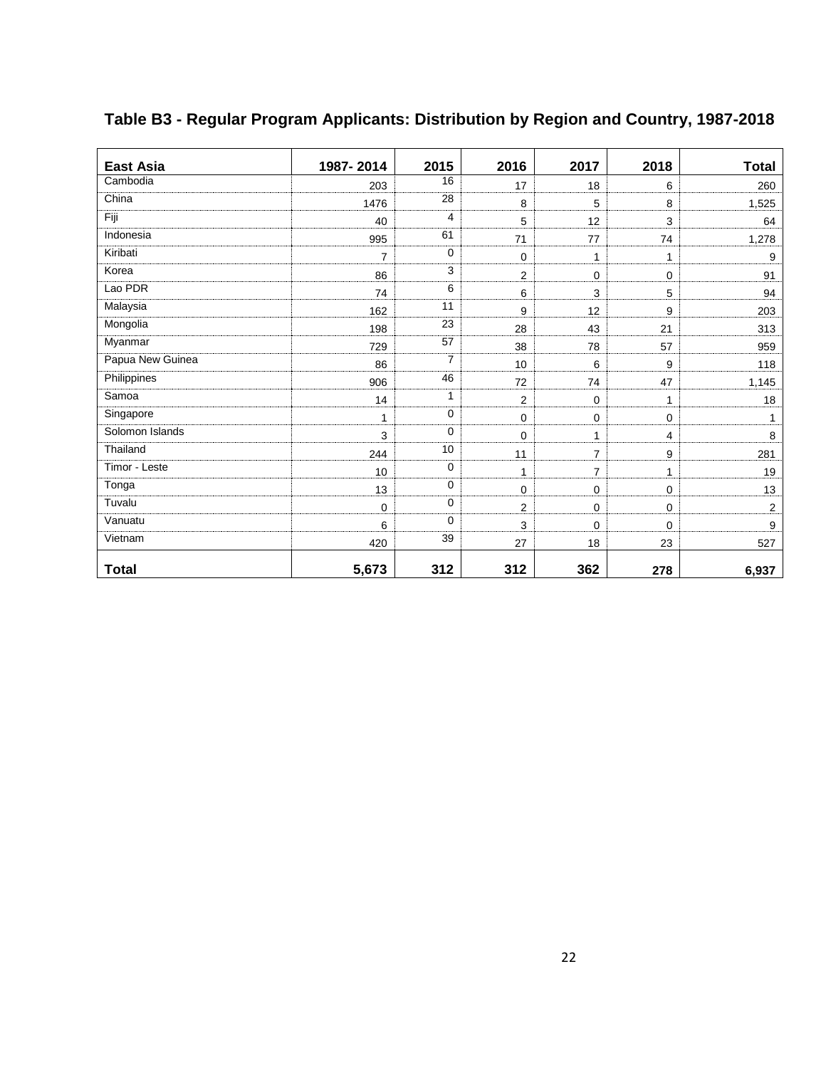# Table B3 - Regular Program Applicants: Distribution by Region and Country, 1987-2018

| East Asia | 1987- 2014 | 2015 | 2016 | 2017 | 2018 | Total |
|---|---|---|---|---|---|---|
| Cambodia | 203 | 16 | 17 | 18 | 6 | 260 |
| China | 1476 | 28 | 8 | 5 | 8 | 1,525 |
| Fiji | 40 | 4 | 5 | 12 | 3 | 64 |
| Indonesia | 995 | 61 | 71 | 77 | 74 | 1,278 |
| Kiribati | 7 | 0 | 0 | 1 | 1 | 9 |
| Korea | 86 | 3 | 2 | 0 | 0 | 91 |
| Lao PDR | 74 | 6 | 6 | 3 | 5 | 94 |
| Malaysia | 162 | 11 | 9 | 12 | 9 | 203 |
| Mongolia | 198 | 23 | 28 | 43 | 21 | 313 |
| Myanmar | 729 | 57 | 38 | 78 | 57 | 959 |
| Papua New Guinea | 86 | 7 | 10 | 6 | 9 | 118 |
| Philippines | 906 | 46 | 72 | 74 | 47 | 1,145 |
| Samoa | 14 | 1 | 2 | 0 | 1 | 18 |
| Singapore | 1 | 0 | 0 | 0 | 0 | 1 |
| Solomon Islands | 3 | 0 | 0 | 1 | 4 | 8 |
| Thailand | 244 | 10 | 11 | 7 | 9 | 281 |
| Timor - Leste | 10 | 0 | 1 | 7 | 1 | 19 |
| Tonga | 13 | 0 | 0 | 0 | 0 | 13 |
| Tuvalu | 0 | 0 | 2 | 0 | 0 | 2 |
| Vanuatu | 6 | 0 | 3 | 0 | 0 | 9 |
| Vietnam | 420 | 39 | 27 | 18 | 23 | 527 |
| **Total** | **5,673** | **312** | **312** | **362** | **278** | **6,937** |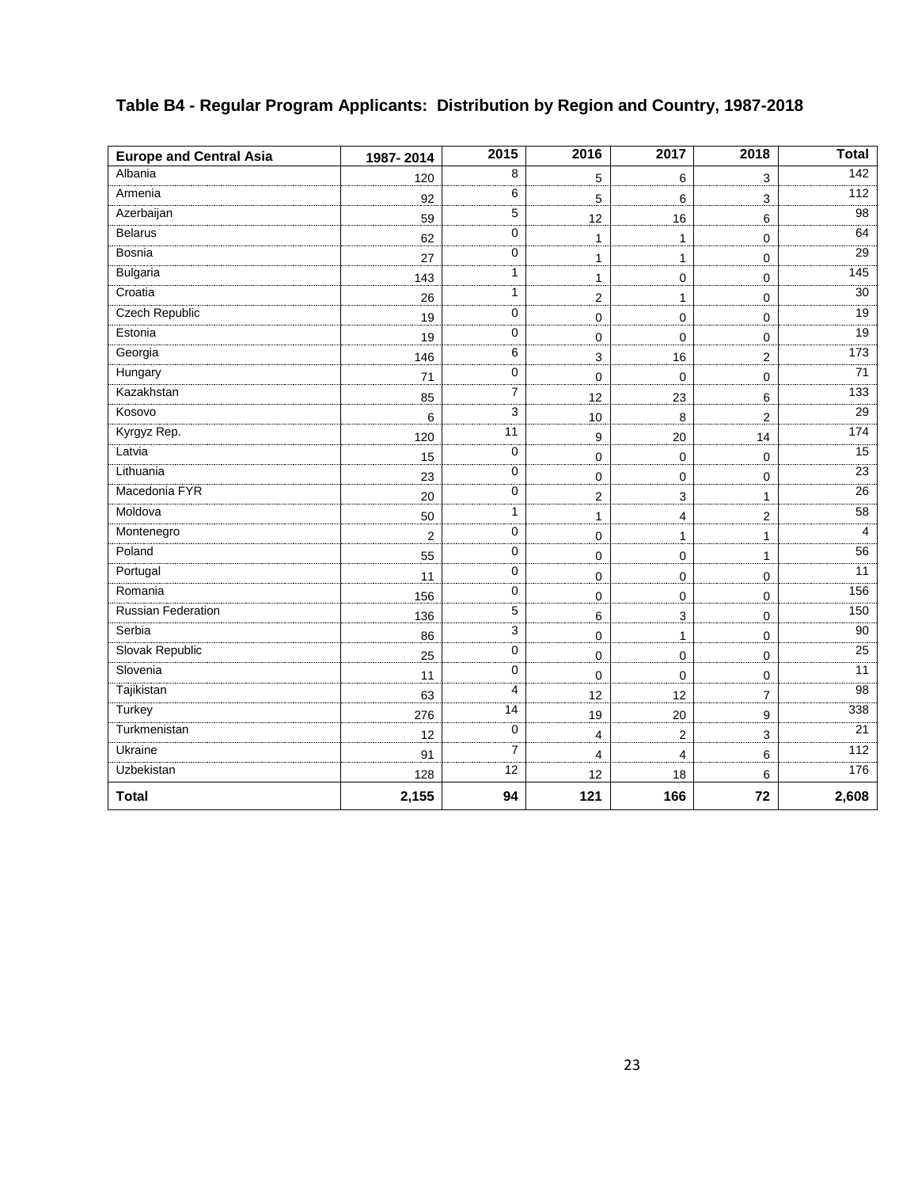**Table B4 - Regular Program Applicants: Distribution by Region and Country, 1987-2018**

| Europe and Central Asia | 1987- 2014 | 2015 | 2016 | 2017 | 2018 | Total |
|---|---|---|---|---|---|---|
| Albania | 120 | 8 | 5 | 6 | 3 | 142 |
| Armenia | 92 | 6 | 5 | 6 | 3 | 112 |
| Azerbaijan | 59 | 5 | 12 | 16 | 6 | 98 |
| Belarus | 62 | 0 | 1 | 1 | 0 | 64 |
| Bosnia | 27 | 0 | 1 | 1 | 0 | 29 |
| Bulgaria | 143 | 1 | 1 | 0 | 0 | 145 |
| Croatia | 26 | 1 | 2 | 1 | 0 | 30 |
| Czech Republic | 19 | 0 | 0 | 0 | 0 | 19 |
| Estonia | 19 | 0 | 0 | 0 | 0 | 19 |
| Georgia | 146 | 6 | 3 | 16 | 2 | 173 |
| Hungary | 71 | 0 | 0 | 0 | 0 | 71 |
| Kazakhstan | 85 | 7 | 12 | 23 | 6 | 133 |
| Kosovo | 6 | 3 | 10 | 8 | 2 | 29 |
| Kyrgyz Rep. | 120 | 11 | 9 | 20 | 14 | 174 |
| Latvia | 15 | 0 | 0 | 0 | 0 | 15 |
| Lithuania | 23 | 0 | 0 | 0 | 0 | 23 |
| Macedonia FYR | 20 | 0 | 2 | 3 | 1 | 26 |
| Moldova | 50 | 1 | 1 | 4 | 2 | 58 |
| Montenegro | 2 | 0 | 0 | 1 | 1 | 4 |
| Poland | 55 | 0 | 0 | 0 | 1 | 56 |
| Portugal | 11 | 0 | 0 | 0 | 0 | 11 |
| Romania | 156 | 0 | 0 | 0 | 0 | 156 |
| Russian Federation | 136 | 5 | 6 | 3 | 0 | 150 |
| Serbia | 86 | 3 | 0 | 1 | 0 | 90 |
| Slovak Republic | 25 | 0 | 0 | 0 | 0 | 25 |
| Slovenia | 11 | 0 | 0 | 0 | 0 | 11 |
| Tajikistan | 63 | 4 | 12 | 12 | 7 | 98 |
| Turkey | 276 | 14 | 19 | 20 | 9 | 338 |
| Turkmenistan | 12 | 0 | 4 | 2 | 3 | 21 |
| Ukraine | 91 | 7 | 4 | 4 | 6 | 112 |
| Uzbekistan | 128 | 12 | 12 | 18 | 6 | 176 |
| **Total** | **2,155** | **94** | **121** | **166** | **72** | **2,608** |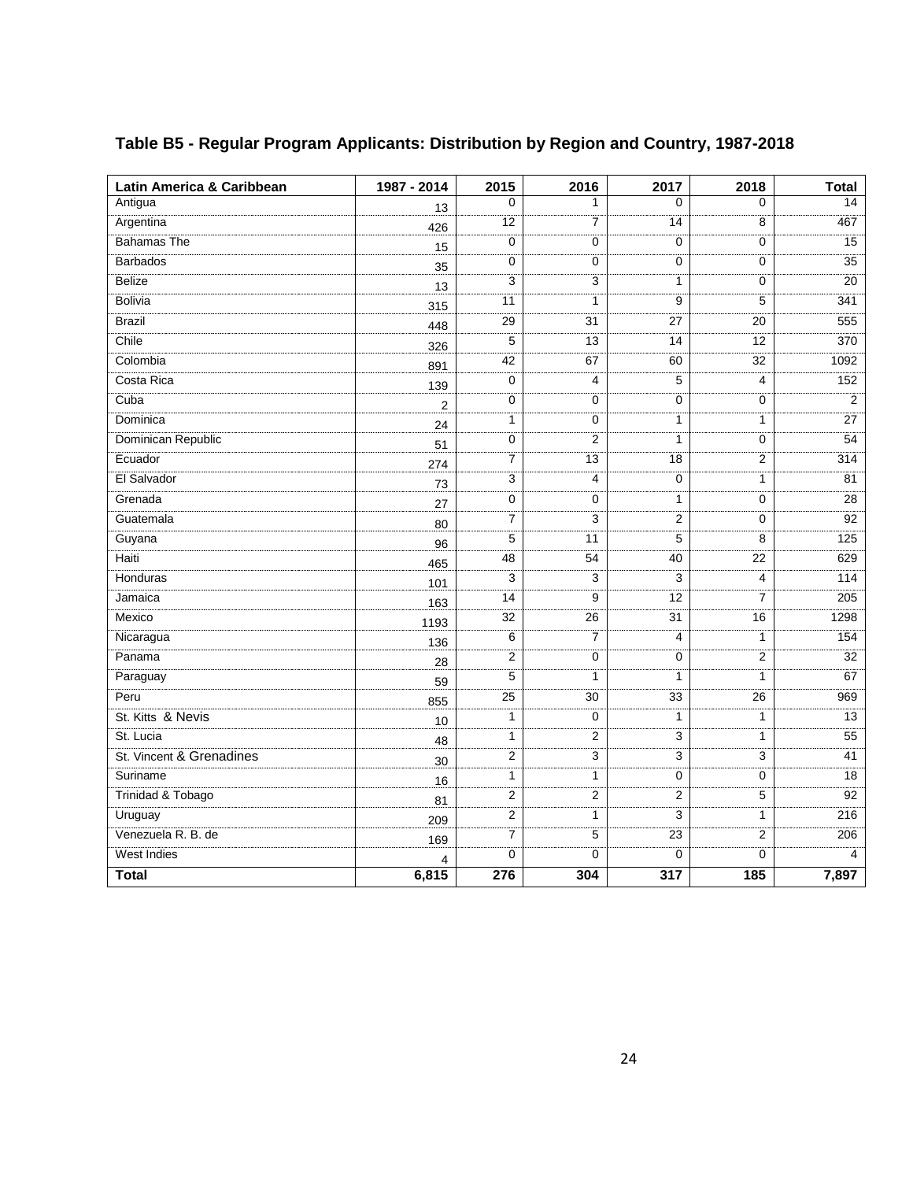**Table B5 - Regular Program Applicants: Distribution by Region and Country, 1987-2018**

| Latin America & Caribbean | 1987 - 2014 | 2015 | 2016 | 2017 | 2018 | Total |
|---|---|---|---|---|---|---|
| Antigua | 13 | 0 | 1 | 0 | 0 | 14 |
| Argentina | 426 | 12 | 7 | 14 | 8 | 467 |
| Bahamas The | 15 | 0 | 0 | 0 | 0 | 15 |
| Barbados | 35 | 0 | 0 | 0 | 0 | 35 |
| Belize | 13 | 3 | 3 | 1 | 0 | 20 |
| Bolivia | 315 | 11 | 1 | 9 | 5 | 341 |
| Brazil | 448 | 29 | 31 | 27 | 20 | 555 |
| Chile | 326 | 5 | 13 | 14 | 12 | 370 |
| Colombia | 891 | 42 | 67 | 60 | 32 | 1092 |
| Costa Rica | 139 | 0 | 4 | 5 | 4 | 152 |
| Cuba | 2 | 0 | 0 | 0 | 0 | 2 |
| Dominica | 24 | 1 | 0 | 1 | 1 | 27 |
| Dominican Republic | 51 | 0 | 2 | 1 | 0 | 54 |
| Ecuador | 274 | 7 | 13 | 18 | 2 | 314 |
| El Salvador | 73 | 3 | 4 | 0 | 1 | 81 |
| Grenada | 27 | 0 | 0 | 1 | 0 | 28 |
| Guatemala | 80 | 7 | 3 | 2 | 0 | 92 |
| Guyana | 96 | 5 | 11 | 5 | 8 | 125 |
| Haiti | 465 | 48 | 54 | 40 | 22 | 629 |
| Honduras | 101 | 3 | 3 | 3 | 4 | 114 |
| Jamaica | 163 | 14 | 9 | 12 | 7 | 205 |
| Mexico | 1193 | 32 | 26 | 31 | 16 | 1298 |
| Nicaragua | 136 | 6 | 7 | 4 | 1 | 154 |
| Panama | 28 | 2 | 0 | 0 | 2 | 32 |
| Paraguay | 59 | 5 | 1 | 1 | 1 | 67 |
| Peru | 855 | 25 | 30 | 33 | 26 | 969 |
| St. Kitts & Nevis | 10 | 1 | 0 | 1 | 1 | 13 |
| St. Lucia | 48 | 1 | 2 | 3 | 1 | 55 |
| St. Vincent & Grenadines | 30 | 2 | 3 | 3 | 3 | 41 |
| Suriname | 16 | 1 | 1 | 0 | 0 | 18 |
| Trinidad & Tobago | 81 | 2 | 2 | 2 | 5 | 92 |
| Uruguay | 209 | 2 | 1 | 3 | 1 | 216 |
| Venezuela R. B. de | 169 | 7 | 5 | 23 | 2 | 206 |
| West Indies | 4 | 0 | 0 | 0 | 0 | 4 |
| **Total** | **6,815** | **276** | **304** | **317** | **185** | **7,897** |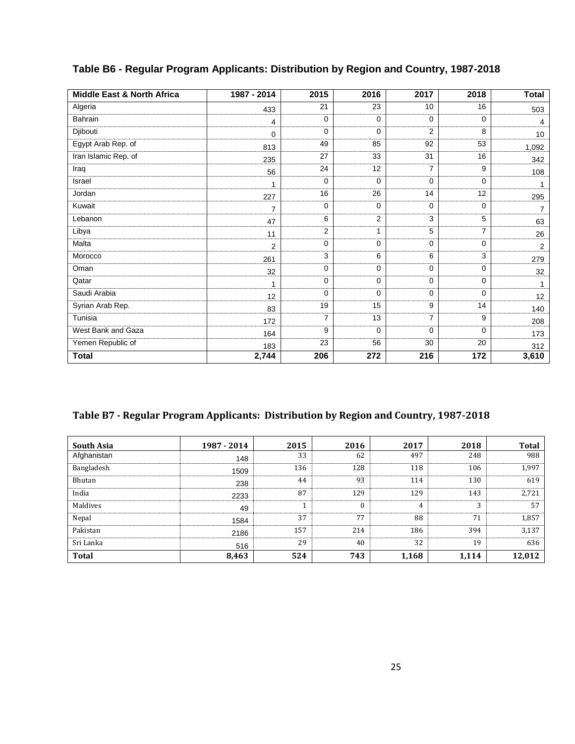## Table B6 - Regular Program Applicants: Distribution by Region and Country, 1987-2018

| Middle East & North Africa | 1987 - 2014 | 2015 | 2016 | 2017 | 2018 | Total |
|---|---|---|---|---|---|---|
| Algeria | 433 | 21 | 23 | 10 | 16 | 503 |
| Bahrain | 4 | 0 | 0 | 0 | 0 | 4 |
| Djibouti | 0 | 0 | 0 | 2 | 8 | 10 |
| Egypt Arab Rep. of | 813 | 49 | 85 | 92 | 53 | 1,092 |
| Iran Islamic Rep. of | 235 | 27 | 33 | 31 | 16 | 342 |
| Iraq | 56 | 24 | 12 | 7 | 9 | 108 |
| Israel | 1 | 0 | 0 | 0 | 0 | 1 |
| Jordan | 227 | 16 | 26 | 14 | 12 | 295 |
| Kuwait | 7 | 0 | 0 | 0 | 0 | 7 |
| Lebanon | 47 | 6 | 2 | 3 | 5 | 63 |
| Libya | 11 | 2 | 1 | 5 | 7 | 26 |
| Malta | 2 | 0 | 0 | 0 | 0 | 2 |
| Morocco | 261 | 3 | 6 | 6 | 3 | 279 |
| Oman | 32 | 0 | 0 | 0 | 0 | 32 |
| Qatar | 1 | 0 | 0 | 0 | 0 | 1 |
| Saudi Arabia | 12 | 0 | 0 | 0 | 0 | 12 |
| Syrian Arab Rep. | 83 | 19 | 15 | 9 | 14 | 140 |
| Tunisia | 172 | 7 | 13 | 7 | 9 | 208 |
| West Bank and Gaza | 164 | 9 | 0 | 0 | 0 | 173 |
| Yemen Republic of | 183 | 23 | 56 | 30 | 20 | 312 |
| **Total** | **2,744** | **206** | **272** | **216** | **172** | **3,610** |

## Table B7 - Regular Program Applicants: Distribution by Region and Country, 1987-2018

| South Asia | 1987 - 2014 | 2015 | 2016 | 2017 | 2018 | Total |
|---|---|---|---|---|---|---|
| Afghanistan | 148 | 33 | 62 | 497 | 248 | 988 |
| Bangladesh | 1509 | 136 | 128 | 118 | 106 | 1,997 |
| Bhutan | 238 | 44 | 93 | 114 | 130 | 619 |
| India | 2233 | 87 | 129 | 129 | 143 | 2,721 |
| Maldives | 49 | 1 | 0 | 4 | 3 | 57 |
| Nepal | 1584 | 37 | 77 | 88 | 71 | 1,857 |
| Pakistan | 2186 | 157 | 214 | 186 | 394 | 3,137 |
| Sri Lanka | 516 | 29 | 40 | 32 | 19 | 636 |
| **Total** | **8,463** | **524** | **743** | **1,168** | **1,114** | **12,012** |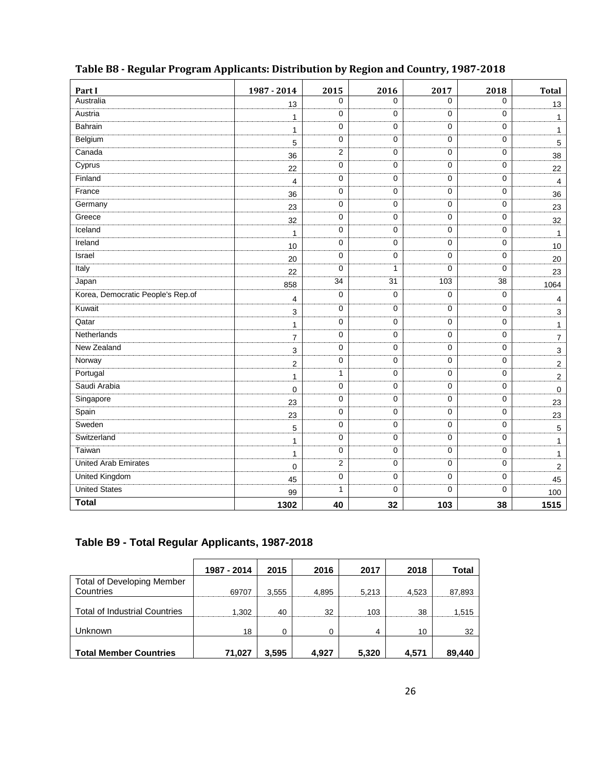## Table B8 - Regular Program Applicants: Distribution by Region and Country, 1987-2018

| Part I | 1987 - 2014 | 2015 | 2016 | 2017 | 2018 | Total |
|---|---|---|---|---|---|---|
| Australia | 13 | 0 | 0 | 0 | 0 | 13 |
| Austria | 1 | 0 | 0 | 0 | 0 | 1 |
| Bahrain | 1 | 0 | 0 | 0 | 0 | 1 |
| Belgium | 5 | 0 | 0 | 0 | 0 | 5 |
| Canada | 36 | 2 | 0 | 0 | 0 | 38 |
| Cyprus | 22 | 0 | 0 | 0 | 0 | 22 |
| Finland | 4 | 0 | 0 | 0 | 0 | 4 |
| France | 36 | 0 | 0 | 0 | 0 | 36 |
| Germany | 23 | 0 | 0 | 0 | 0 | 23 |
| Greece | 32 | 0 | 0 | 0 | 0 | 32 |
| Iceland | 1 | 0 | 0 | 0 | 0 | 1 |
| Ireland | 10 | 0 | 0 | 0 | 0 | 10 |
| Israel | 20 | 0 | 0 | 0 | 0 | 20 |
| Italy | 22 | 0 | 1 | 0 | 0 | 23 |
| Japan | 858 | 34 | 31 | 103 | 38 | 1064 |
| Korea, Democratic People's Rep.of | 4 | 0 | 0 | 0 | 0 | 4 |
| Kuwait | 3 | 0 | 0 | 0 | 0 | 3 |
| Qatar | 1 | 0 | 0 | 0 | 0 | 1 |
| Netherlands | 7 | 0 | 0 | 0 | 0 | 7 |
| New Zealand | 3 | 0 | 0 | 0 | 0 | 3 |
| Norway | 2 | 0 | 0 | 0 | 0 | 2 |
| Portugal | 1 | 1 | 0 | 0 | 0 | 2 |
| Saudi Arabia | 0 | 0 | 0 | 0 | 0 | 0 |
| Singapore | 23 | 0 | 0 | 0 | 0 | 23 |
| Spain | 23 | 0 | 0 | 0 | 0 | 23 |
| Sweden | 5 | 0 | 0 | 0 | 0 | 5 |
| Switzerland | 1 | 0 | 0 | 0 | 0 | 1 |
| Taiwan | 1 | 0 | 0 | 0 | 0 | 1 |
| United Arab Emirates | 0 | 2 | 0 | 0 | 0 | 2 |
| United Kingdom | 45 | 0 | 0 | 0 | 0 | 45 |
| United States | 99 | 1 | 0 | 0 | 0 | 100 |
| **Total** | **1302** | **40** | **32** | **103** | **38** | **1515** |

## Table B9 - Total Regular Applicants, 1987-2018

| | 1987 - 2014 | 2015 | 2016 | 2017 | 2018 | Total |
|---|---|---|---|---|---|---|
| Total of Developing Member Countries | 69707 | 3,555 | 4,895 | 5,213 | 4,523 | 87,893 |
| Total of Industrial Countries | 1,302 | 40 | 32 | 103 | 38 | 1,515 |
| Unknown | 18 | 0 | 0 | 4 | 10 | 32 |
| **Total Member Countries** | **71,027** | **3,595** | **4,927** | **5,320** | **4,571** | **89,440** |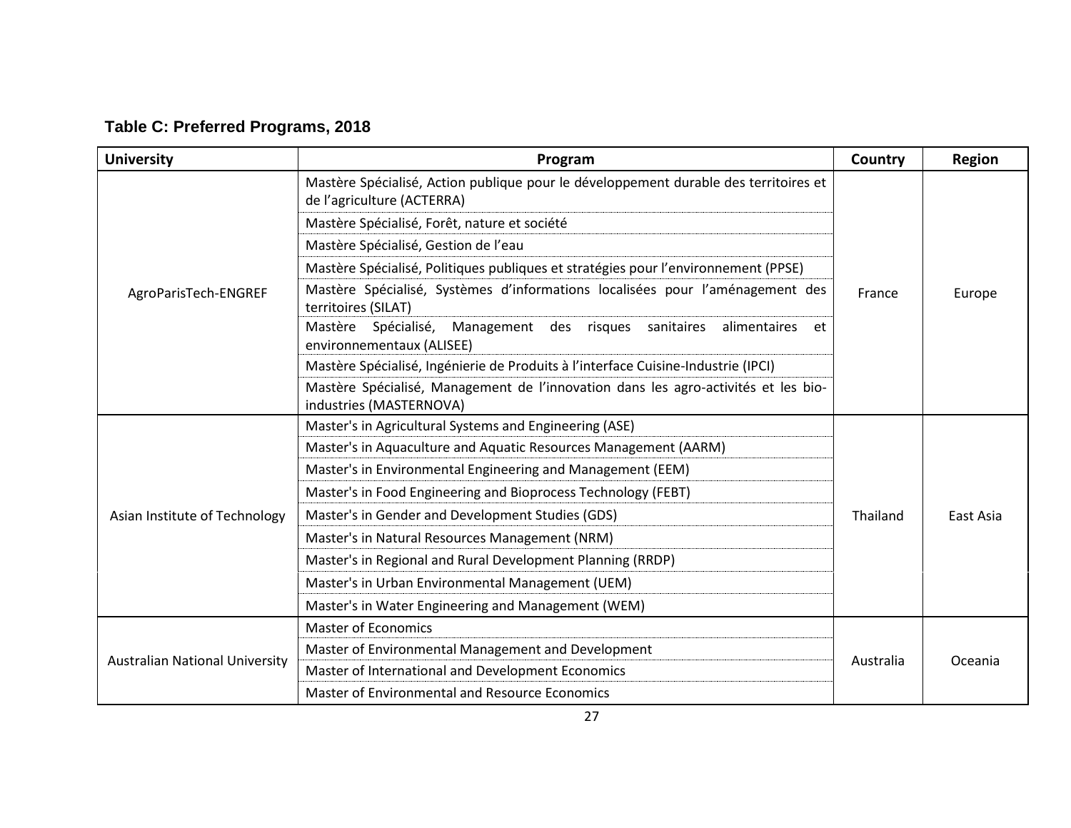**Table C: Preferred Programs, 2018**

| University | Program | Country | Region |
|---|---|---|---|
| AgroParisTech-ENGREF | Mastère Spécialisé, Action publique pour le développement durable des territoires et de l'agriculture (ACTERRA) | France | Europe |
| | Mastère Spécialisé, Forêt, nature et société | | |
| | Mastère Spécialisé, Gestion de l'eau | | |
| | Mastère Spécialisé, Politiques publiques et stratégies pour l'environnement (PPSE) | | |
| | Mastère Spécialisé, Systèmes d'informations localisées pour l'aménagement des territoires (SILAT) | | |
| | Mastère Spécialisé, Management des risques sanitaires alimentaires et environnementaux (ALISEE) | | |
| | Mastère Spécialisé, Ingénierie de Produits à l'interface Cuisine-Industrie (IPCI) | | |
| | Mastère Spécialisé, Management de l'innovation dans les agro-activités et les bio-industries (MASTERNOVA) | | |
| Asian Institute of Technology | Master's in Agricultural Systems and Engineering (ASE) | Thailand | East Asia |
| | Master's in Aquaculture and Aquatic Resources Management (AARM) | | |
| | Master's in Environmental Engineering and Management (EEM) | | |
| | Master's in Food Engineering and Bioprocess Technology (FEBT) | | |
| | Master's in Gender and Development Studies (GDS) | | |
| | Master's in Natural Resources Management (NRM) | | |
| | Master's in Regional and Rural Development Planning (RRDP) | | |
| | Master's in Urban Environmental Management (UEM) | | |
| | Master's in Water Engineering and Management (WEM) | | |
| Australian National University | Master of Economics | Australia | Oceania |
| | Master of Environmental Management and Development | | |
| | Master of International and Development Economics | | |
| | Master of Environmental and Resource Economics | | |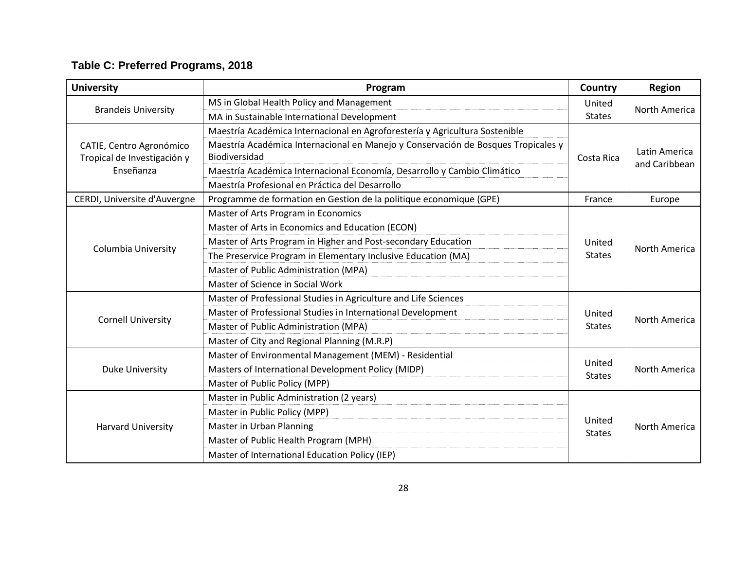**Table C: Preferred Programs, 2018**

| University | Program | Country | Region |
|---|---|---|---|
| Brandeis University | MS in Global Health Policy and Management | United States | North America |
| | MA in Sustainable International Development | | |
| CATIE, Centro Agronómico Tropical de Investigación y Enseñanza | Maestría Académica Internacional en Agroforestería y Agricultura Sostenible | Costa Rica | Latin America and Caribbean |
| | Maestría Académica Internacional en Manejo y Conservación de Bosques Tropicales y Biodiversidad | | |
| | Maestría Académica Internacional Economía, Desarrollo y Cambio Climático | | |
| | Maestría Profesional en Práctica del Desarrollo | | |
| CERDI, Universite d'Auvergne | Programme de formation en Gestion de la politique economique (GPE) | France | Europe |
| Columbia University | Master of Arts Program in Economics | United States | North America |
| | Master of Arts in Economics and Education (ECON) | | |
| | Master of Arts Program in Higher and Post-secondary Education | | |
| | The Preservice Program in Elementary Inclusive Education (MA) | | |
| | Master of Public Administration (MPA) | | |
| | Master of Science in Social Work | | |
| Cornell University | Master of Professional Studies in Agriculture and Life Sciences | United States | North America |
| | Master of Professional Studies in International Development | | |
| | Master of Public Administration (MPA) | | |
| | Master of City and Regional Planning (M.R.P) | | |
| Duke University | Master of Environmental Management (MEM) - Residential | United States | North America |
| | Masters of International Development Policy (MIDP) | | |
| | Master of Public Policy (MPP) | | |
| Harvard University | Master in Public Administration (2 years) | United States | North America |
| | Master in Public Policy (MPP) | | |
| | Master in Urban Planning | | |
| | Master of Public Health Program (MPH) | | |
| | Master of International Education Policy (IEP) | | |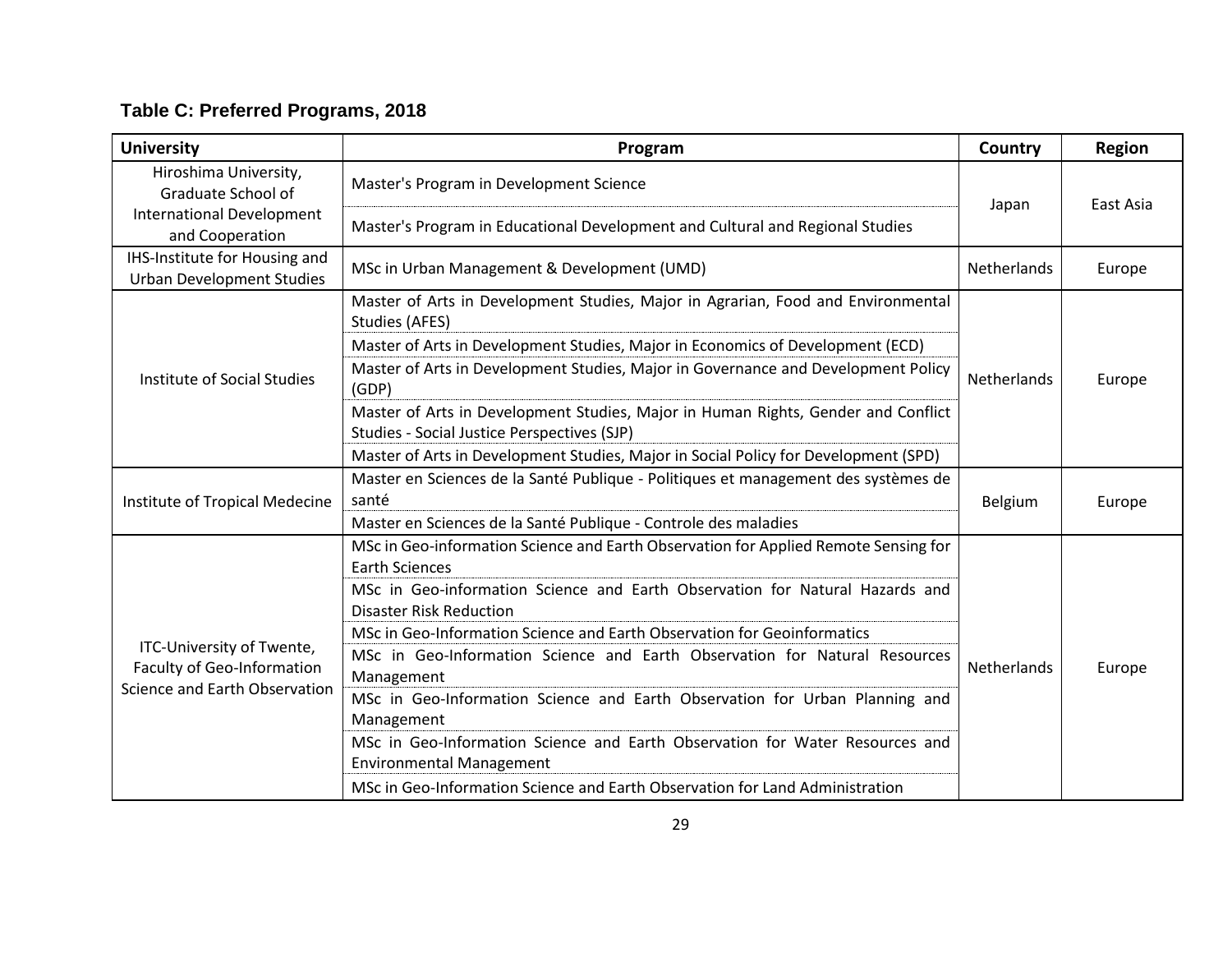### Table C: Preferred Programs, 2018

| University | Program | Country | Region |
|---|---|---|---|
| Hiroshima University, Graduate School of International Development and Cooperation | Master's Program in Development Science | Japan | East Asia |
| | Master's Program in Educational Development and Cultural and Regional Studies | | |
| IHS-Institute for Housing and Urban Development Studies | MSc in Urban Management & Development (UMD) | Netherlands | Europe |
| Institute of Social Studies | Master of Arts in Development Studies, Major in Agrarian, Food and Environmental Studies (AFES) | Netherlands | Europe |
| | Master of Arts in Development Studies, Major in Economics of Development (ECD) | | |
| | Master of Arts in Development Studies, Major in Governance and Development Policy (GDP) | | |
| | Master of Arts in Development Studies, Major in Human Rights, Gender and Conflict Studies - Social Justice Perspectives (SJP) | | |
| | Master of Arts in Development Studies, Major in Social Policy for Development (SPD) | | |
| Institute of Tropical Medecine | Master en Sciences de la Santé Publique - Politiques et management des systèmes de santé | Belgium | Europe |
| | Master en Sciences de la Santé Publique - Controle des maladies | | |
| ITC-University of Twente, Faculty of Geo-Information Science and Earth Observation | MSc in Geo-information Science and Earth Observation for Applied Remote Sensing for Earth Sciences | Netherlands | Europe |
| | MSc in Geo-information Science and Earth Observation for Natural Hazards and Disaster Risk Reduction | | |
| | MSc in Geo-Information Science and Earth Observation for Geoinformatics | | |
| | MSc in Geo-Information Science and Earth Observation for Natural Resources Management | | |
| | MSc in Geo-Information Science and Earth Observation for Urban Planning and Management | | |
| | MSc in Geo-Information Science and Earth Observation for Water Resources and Environmental Management | | |
| | MSc in Geo-Information Science and Earth Observation for Land Administration | | |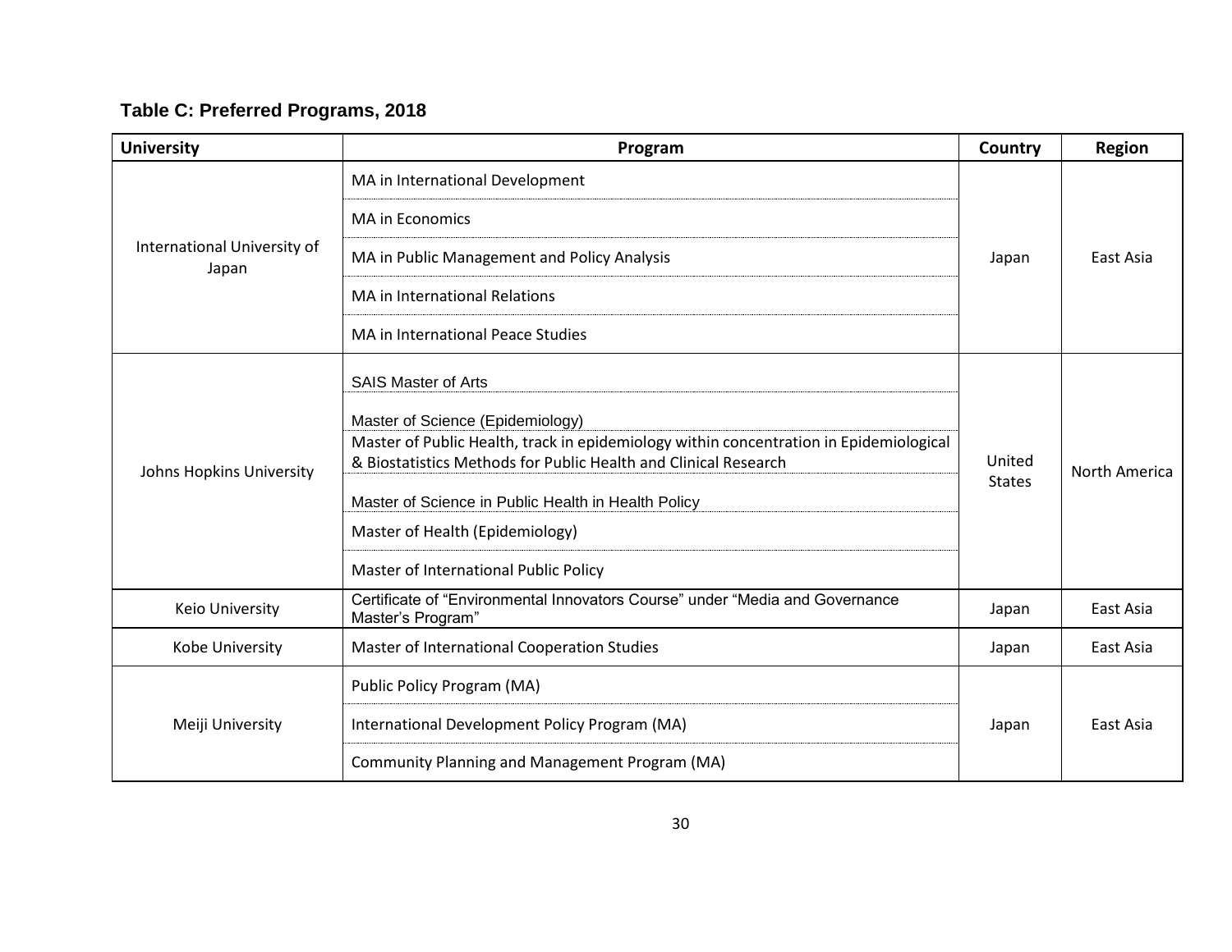**Table C: Preferred Programs, 2018**

| University | Program | Country | Region |
|---|---|---|---|
| International University of Japan | MA in International Development | Japan | East Asia |
| | MA in Economics | | |
| | MA in Public Management and Policy Analysis | | |
| | MA in International Relations | | |
| | MA in International Peace Studies | | |
| Johns Hopkins University | SAIS Master of Arts | United States | North America |
| | Master of Science (Epidemiology) | | |
| | Master of Public Health, track in epidemiology within concentration in Epidemiological & Biostatistics Methods for Public Health and Clinical Research | | |
| | Master of Science in Public Health in Health Policy | | |
| | Master of Health (Epidemiology) | | |
| | Master of International Public Policy | | |
| Keio University | Certificate of "Environmental Innovators Course" under "Media and Governance Master's Program" | Japan | East Asia |
| Kobe University | Master of International Cooperation Studies | Japan | East Asia |
| Meiji University | Public Policy Program (MA) | Japan | East Asia |
| | International Development Policy Program (MA) | | |
| | Community Planning and Management Program (MA) | | |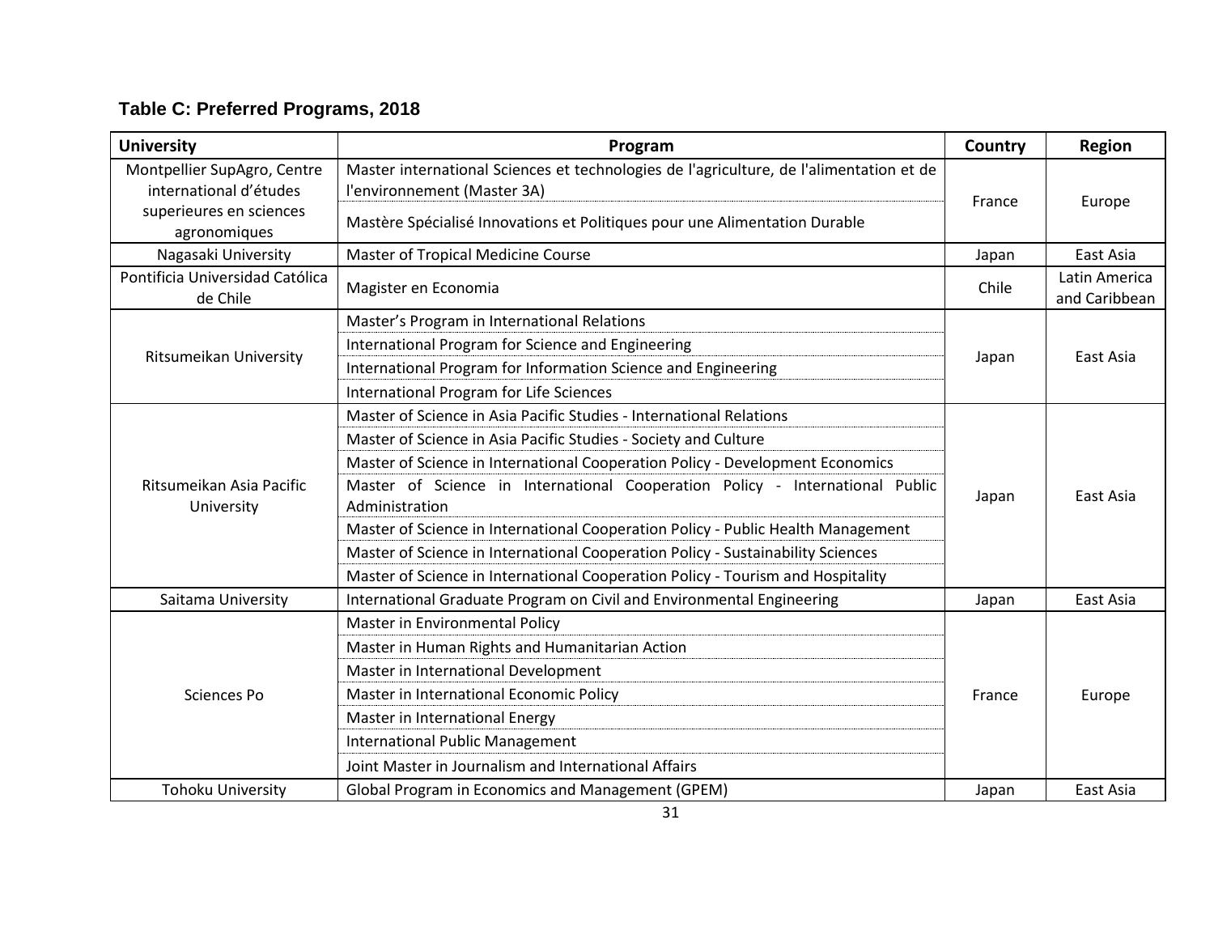**Table C: Preferred Programs, 2018**

| University | Program | Country | Region |
|---|---|---|---|
| Montpellier SupAgro, Centre international d'études superieures en sciences agronomiques | Master international Sciences et technologies de l'agriculture, de l'alimentation et de l'environnement (Master 3A) | France | Europe |
| | Mastère Spécialisé Innovations et Politiques pour une Alimentation Durable | | |
| Nagasaki University | Master of Tropical Medicine Course | Japan | East Asia |
| Pontificia Universidad Católica de Chile | Magister en Economia | Chile | Latin America and Caribbean |
| Ritsumeikan University | Master's Program in International Relations | Japan | East Asia |
| | International Program for Science and Engineering | | |
| | International Program for Information Science and Engineering | | |
| | International Program for Life Sciences | | |
| Ritsumeikan Asia Pacific University | Master of Science in Asia Pacific Studies - International Relations | Japan | East Asia |
| | Master of Science in Asia Pacific Studies - Society and Culture | | |
| | Master of Science in International Cooperation Policy - Development Economics | | |
| | Master of Science in International Cooperation Policy - International Public Administration | | |
| | Master of Science in International Cooperation Policy - Public Health Management | | |
| | Master of Science in International Cooperation Policy - Sustainability Sciences | | |
| | Master of Science in International Cooperation Policy - Tourism and Hospitality | | |
| Saitama University | International Graduate Program on Civil and Environmental Engineering | Japan | East Asia |
| Sciences Po | Master in Environmental Policy | France | Europe |
| | Master in Human Rights and Humanitarian Action | | |
| | Master in International Development | | |
| | Master in International Economic Policy | | |
| | Master in International Energy | | |
| | International Public Management | | |
| | Joint Master in Journalism and International Affairs | | |
| Tohoku University | Global Program in Economics and Management (GPEM) | Japan | East Asia |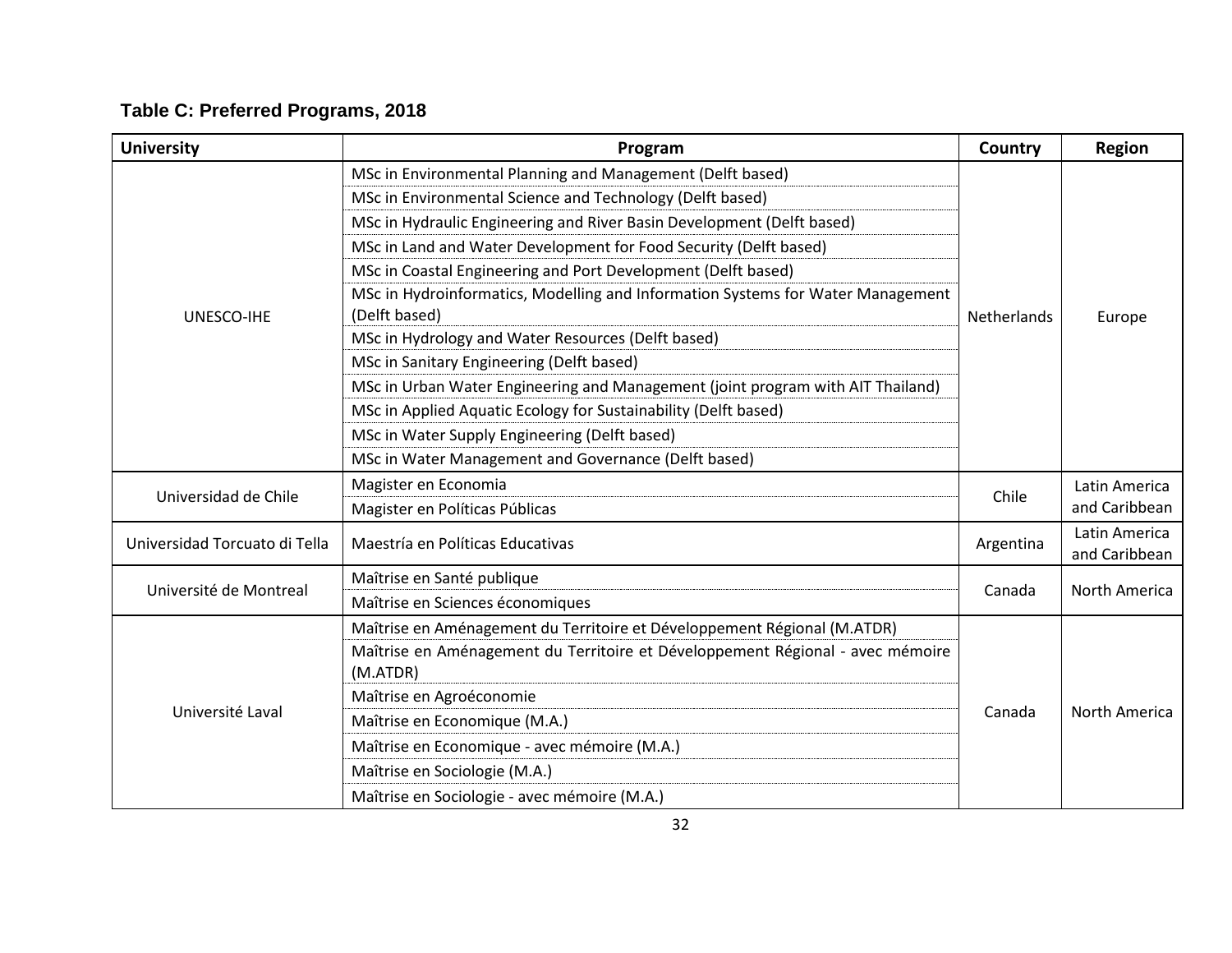**Table C: Preferred Programs, 2018**

| University | Program | Country | Region |
|---|---|---|---|
| UNESCO-IHE | MSc in Environmental Planning and Management (Delft based) | Netherlands | Europe |
| | MSc in Environmental Science and Technology (Delft based) | | |
| | MSc in Hydraulic Engineering and River Basin Development (Delft based) | | |
| | MSc in Land and Water Development for Food Security (Delft based) | | |
| | MSc in Coastal Engineering and Port Development (Delft based) | | |
| | MSc in Hydroinformatics, Modelling and Information Systems for Water Management (Delft based) | | |
| | MSc in Hydrology and Water Resources (Delft based) | | |
| | MSc in Sanitary Engineering (Delft based) | | |
| | MSc in Urban Water Engineering and Management (joint program with AIT Thailand) | | |
| | MSc in Applied Aquatic Ecology for Sustainability (Delft based) | | |
| | MSc in Water Supply Engineering (Delft based) | | |
| | MSc in Water Management and Governance (Delft based) | | |
| Universidad de Chile | Magister en Economia | Chile | Latin America and Caribbean |
| | Magister en Políticas Públicas | | |
| Universidad Torcuato di Tella | Maestría en Políticas Educativas | Argentina | Latin America and Caribbean |
| Université de Montreal | Maîtrise en Santé publique | Canada | North America |
| | Maîtrise en Sciences économiques | | |
| Université Laval | Maîtrise en Aménagement du Territoire et Développement Régional (M.ATDR) | Canada | North America |
| | Maîtrise en Aménagement du Territoire et Développement Régional - avec mémoire (M.ATDR) | | |
| | Maîtrise en Agroéconomie | | |
| | Maîtrise en Economique (M.A.) | | |
| | Maîtrise en Economique - avec mémoire (M.A.) | | |
| | Maîtrise en Sociologie (M.A.) | | |
| | Maîtrise en Sociologie - avec mémoire (M.A.) | | |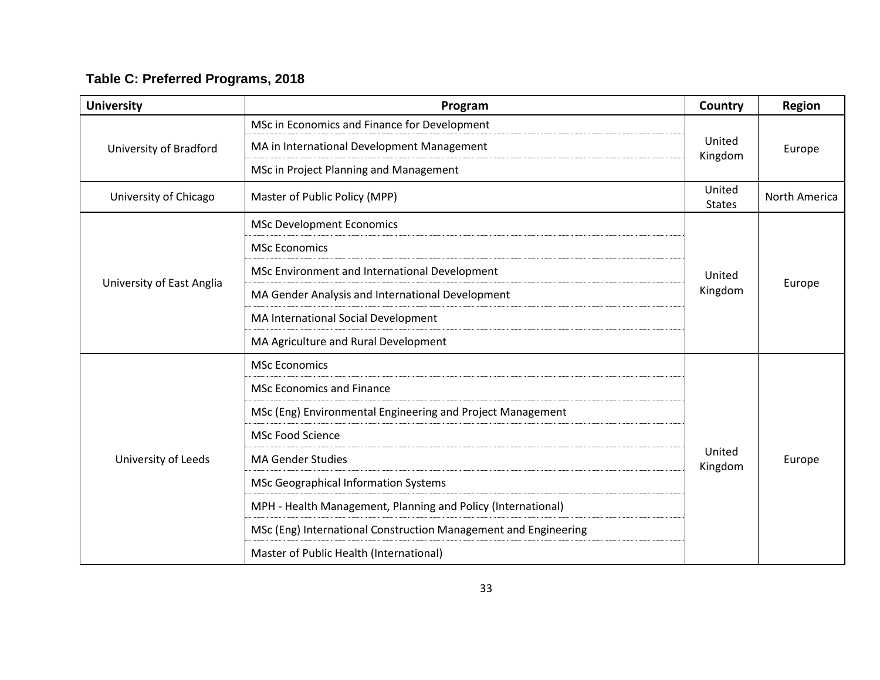**Table C: Preferred Programs, 2018**

| University | Program | Country | Region |
|---|---|---|---|
| University of Bradford | MSc in Economics and Finance for Development | United Kingdom | Europe |
| | MA in International Development Management | | |
| | MSc in Project Planning and Management | | |
| University of Chicago | Master of Public Policy (MPP) | United States | North America |
| University of East Anglia | MSc Development Economics | United Kingdom | Europe |
| | MSc Economics | | |
| | MSc Environment and International Development | | |
| | MA Gender Analysis and International Development | | |
| | MA International Social Development | | |
| | MA Agriculture and Rural Development | | |
| University of Leeds | MSc Economics | United Kingdom | Europe |
| | MSc Economics and Finance | | |
| | MSc (Eng) Environmental Engineering and Project Management | | |
| | MSc Food Science | | |
| | MA Gender Studies | | |
| | MSc Geographical Information Systems | | |
| | MPH - Health Management, Planning and Policy (International) | | |
| | MSc (Eng) International Construction Management and Engineering | | |
| | Master of Public Health (International) | | |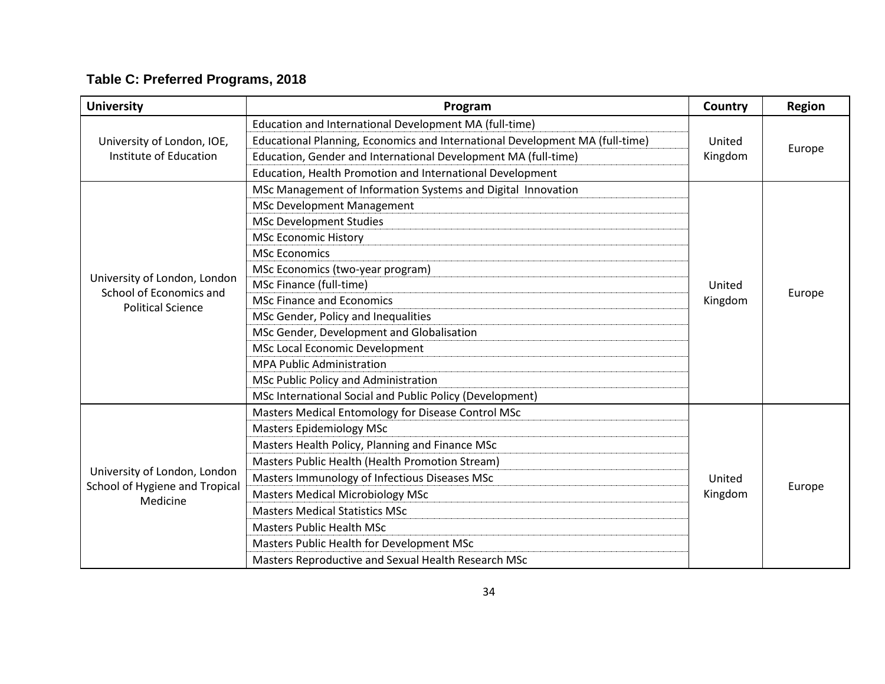**Table C: Preferred Programs, 2018**

| University | Program | Country | Region |
|---|---|---|---|
| University of London, IOE, Institute of Education | Education and International Development MA (full-time) | United Kingdom | Europe |
| | Educational Planning, Economics and International Development MA (full-time) | | |
| | Education, Gender and International Development MA (full-time) | | |
| | Education, Health Promotion and International Development | | |
| University of London, London School of Economics and Political Science | MSc Management of Information Systems and Digital Innovation | United Kingdom | Europe |
| | MSc Development Management | | |
| | MSc Development Studies | | |
| | MSc Economic History | | |
| | MSc Economics | | |
| | MSc Economics (two-year program) | | |
| | MSc Finance (full-time) | | |
| | MSc Finance and Economics | | |
| | MSc Gender, Policy and Inequalities | | |
| | MSc Gender, Development and Globalisation | | |
| | MSc Local Economic Development | | |
| | MPA Public Administration | | |
| | MSc Public Policy and Administration | | |
| | MSc International Social and Public Policy (Development) | | |
| University of London, London School of Hygiene and Tropical Medicine | Masters Medical Entomology for Disease Control MSc | United Kingdom | Europe |
| | Masters Epidemiology MSc | | |
| | Masters Health Policy, Planning and Finance MSc | | |
| | Masters Public Health (Health Promotion Stream) | | |
| | Masters Immunology of Infectious Diseases MSc | | |
| | Masters Medical Microbiology MSc | | |
| | Masters Medical Statistics MSc | | |
| | Masters Public Health MSc | | |
| | Masters Public Health for Development MSc | | |
| | Masters Reproductive and Sexual Health Research MSc | | |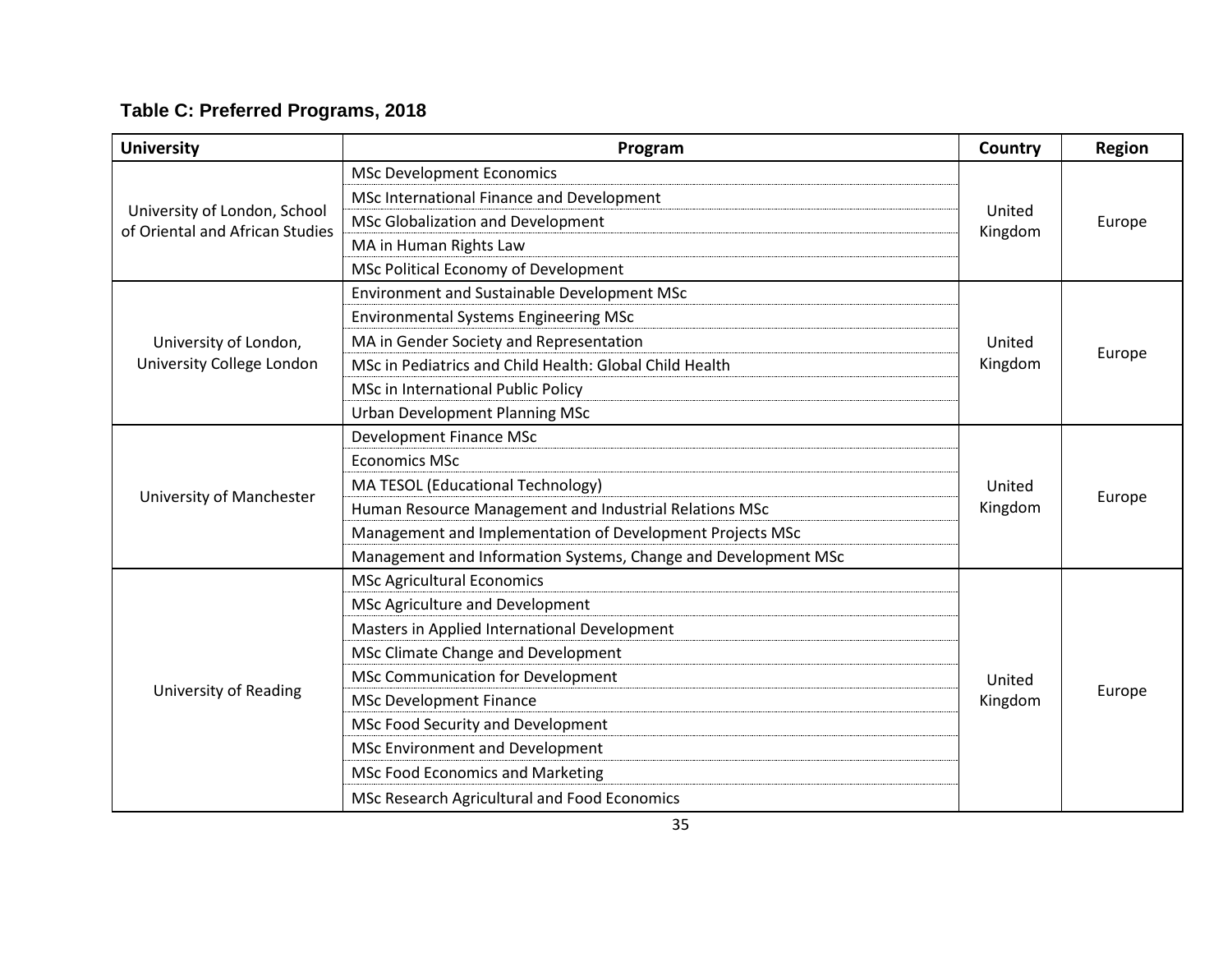### Table C: Preferred Programs, 2018

| University | Program | Country | Region |
|---|---|---|---|
| University of London, School of Oriental and African Studies | MSc Development Economics | United Kingdom | Europe |
| | MSc International Finance and Development | | |
| | MSc Globalization and Development | | |
| | MA in Human Rights Law | | |
| | MSc Political Economy of Development | | |
| University of London, University College London | Environment and Sustainable Development MSc | United Kingdom | Europe |
| | Environmental Systems Engineering MSc | | |
| | MA in Gender Society and Representation | | |
| | MSc in Pediatrics and Child Health: Global Child Health | | |
| | MSc in International Public Policy | | |
| | Urban Development Planning MSc | | |
| University of Manchester | Development Finance MSc | United Kingdom | Europe |
| | Economics MSc | | |
| | MA TESOL (Educational Technology) | | |
| | Human Resource Management and Industrial Relations MSc | | |
| | Management and Implementation of Development Projects MSc | | |
| | Management and Information Systems, Change and Development MSc | | |
| University of Reading | MSc Agricultural Economics | United Kingdom | Europe |
| | MSc Agriculture and Development | | |
| | Masters in Applied International Development | | |
| | MSc Climate Change and Development | | |
| | MSc Communication for Development | | |
| | MSc Development Finance | | |
| | MSc Food Security and Development | | |
| | MSc Environment and Development | | |
| | MSc Food Economics and Marketing | | |
| | MSc Research Agricultural and Food Economics | | |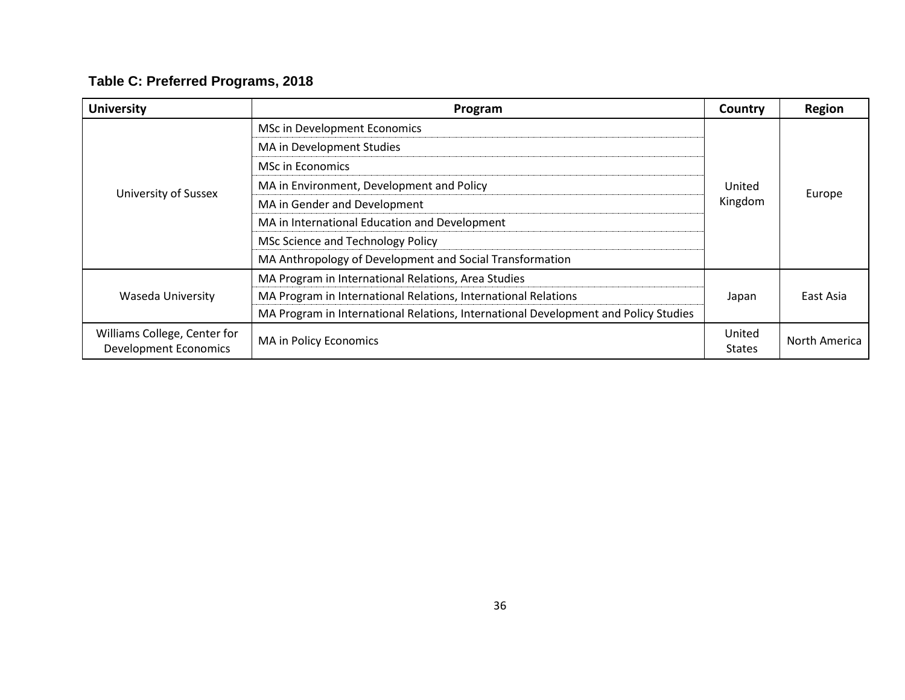**Table C: Preferred Programs, 2018**

| University | Program | Country | Region |
|---|---|---|---|
| University of Sussex | MSc in Development Economics | United Kingdom | Europe |
| | MA in Development Studies | | |
| | MSc in Economics | | |
| | MA in Environment, Development and Policy | | |
| | MA in Gender and Development | | |
| | MA in International Education and Development | | |
| | MSc Science and Technology Policy | | |
| | MA Anthropology of Development and Social Transformation | | |
| Waseda University | MA Program in International Relations, Area Studies | Japan | East Asia |
| | MA Program in International Relations, International Relations | | |
| | MA Program in International Relations, International Development and Policy Studies | | |
| Williams College, Center for Development Economics | MA in Policy Economics | United States | North America |